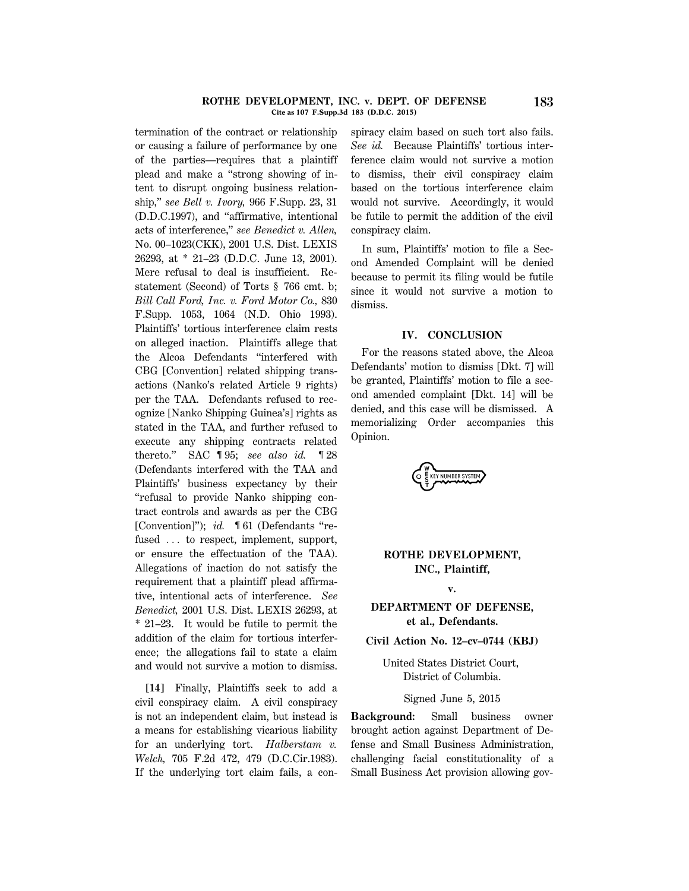termination of the contract or relationship or causing a failure of performance by one of the parties—requires that a plaintiff plead and make a "strong showing of intent to disrupt ongoing business relationship," *see Bell v. Ivory,* 966 F.Supp. 23, 31 (D.D.C.1997), and "affirmative, intentional acts of interference," *see Benedict v. Allen,* No. 00–1023(CKK), 2001 U.S. Dist. LEXIS 26293, at * 21–23 (D.D.C. June 13, 2001). Mere refusal to deal is insufficient. Restatement (Second) of Torts § 766 cmt. b; *Bill Call Ford, Inc. v. Ford Motor Co.,* 830 F.Supp. 1053, 1064 (N.D. Ohio 1993). Plaintiffs' tortious interference claim rests on alleged inaction. Plaintiffs allege that the Alcoa Defendants "interfered with CBG [Convention] related shipping transactions (Nanko's related Article 9 rights) per the TAA. Defendants refused to recognize [Nanko Shipping Guinea's] rights as stated in the TAA, and further refused to execute any shipping contracts related thereto." SAC ¶ 95; *see also id.* ¶ 28 (Defendants interfered with the TAA and Plaintiffs' business expectancy by their "refusal to provide Nanko shipping contract controls and awards as per the CBG [Convention]"); *id.* ¶ 61 (Defendants "refused . . . to respect, implement, support, or ensure the effectuation of the TAA). Allegations of inaction do not satisfy the requirement that a plaintiff plead affirmative, intentional acts of interference. *See Benedict,* 2001 U.S. Dist. LEXIS 26293, at * 21–23. It would be futile to permit the addition of the claim for tortious interference; the allegations fail to state a claim and would not survive a motion to dismiss.

**[14]** Finally, Plaintiffs seek to add a civil conspiracy claim. A civil conspiracy is not an independent claim, but instead is a means for establishing vicarious liability for an underlying tort. *Halberstam v. Welch,* 705 F.2d 472, 479 (D.C.Cir.1983). If the underlying tort claim fails, a conspiracy claim based on such tort also fails. *See id.* Because Plaintiffs' tortious interference claim would not survive a motion to dismiss, their civil conspiracy claim based on the tortious interference claim would not survive. Accordingly, it would be futile to permit the addition of the civil conspiracy claim.

In sum, Plaintiffs' motion to file a Second Amended Complaint will be denied because to permit its filing would be futile since it would not survive a motion to dismiss.

## IV. CONCLUSION

For the reasons stated above, the Alcoa Defendants' motion to dismiss [Dkt. 7] will be granted, Plaintiffs' motion to file a second amended complaint [Dkt. 14] will be denied, and this case will be dismissed. A memorializing Order accompanies this Opinion.

KEY NUMBER SYSTEM

**ROTHE DEVELOPMENT, INC., Plaintiff,**

**v.**

**DEPARTMENT OF DEFENSE, et al., Defendants.**

**Civil Action No. 12–cv–0744 (KBJ)**

United States District Court, District of Columbia.

Signed June 5, 2015

**Background:** Small business owner brought action against Department of Defense and Small Business Administration, challenging facial constitutionality of a Small Business Act provision allowing gov-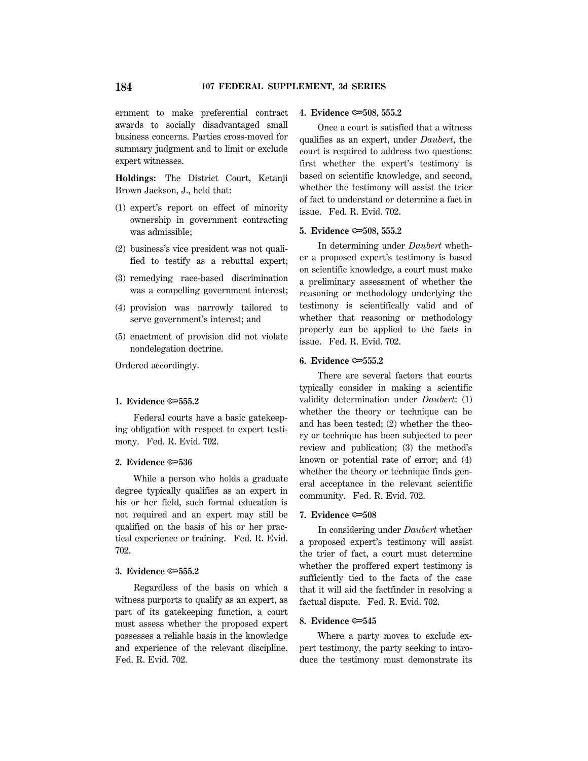ernment to make preferential contract awards to socially disadvantaged small business concerns. Parties cross-moved for summary judgment and to limit or exclude expert witnesses.

**Holdings:** The District Court, Ketanji Brown Jackson, J., held that:

(1) expert's report on effect of minority ownership in government contracting was admissible;

(2) business's vice president was not qualified to testify as a rebuttal expert;

(3) remedying race-based discrimination was a compelling government interest;

(4) provision was narrowly tailored to serve government's interest; and

(5) enactment of provision did not violate nondelegation doctrine.

Ordered accordingly.

**1. Evidence ⟹555.2**

Federal courts have a basic gatekeeping obligation with respect to expert testimony. Fed. R. Evid. 702.

**2. Evidence ⟹536**

While a person who holds a graduate degree typically qualifies as an expert in his or her field, such formal education is not required and an expert may still be qualified on the basis of his or her practical experience or training. Fed. R. Evid. 702.

**3. Evidence ⟹555.2**

Regardless of the basis on which a witness purports to qualify as an expert, as part of its gatekeeping function, a court must assess whether the proposed expert possesses a reliable basis in the knowledge and experience of the relevant discipline. Fed. R. Evid. 702.

**4. Evidence ⟹508, 555.2**

Once a court is satisfied that a witness qualifies as an expert, under *Daubert*, the court is required to address two questions: first whether the expert's testimony is based on scientific knowledge, and second, whether the testimony will assist the trier of fact to understand or determine a fact in issue. Fed. R. Evid. 702.

**5. Evidence ⟹508, 555.2**

In determining under *Daubert* whether a proposed expert's testimony is based on scientific knowledge, a court must make a preliminary assessment of whether the reasoning or methodology underlying the testimony is scientifically valid and of whether that reasoning or methodology properly can be applied to the facts in issue. Fed. R. Evid. 702.

**6. Evidence ⟹555.2**

There are several factors that courts typically consider in making a scientific validity determination under *Daubert*: (1) whether the theory or technique can be and has been tested; (2) whether the theory or technique has been subjected to peer review and publication; (3) the method's known or potential rate of error; and (4) whether the theory or technique finds general acceptance in the relevant scientific community. Fed. R. Evid. 702.

**7. Evidence ⟹508**

In considering under *Daubert* whether a proposed expert's testimony will assist the trier of fact, a court must determine whether the proffered expert testimony is sufficiently tied to the facts of the case that it will aid the factfinder in resolving a factual dispute. Fed. R. Evid. 702.

**8. Evidence ⟹545**

Where a party moves to exclude expert testimony, the party seeking to introduce the testimony must demonstrate its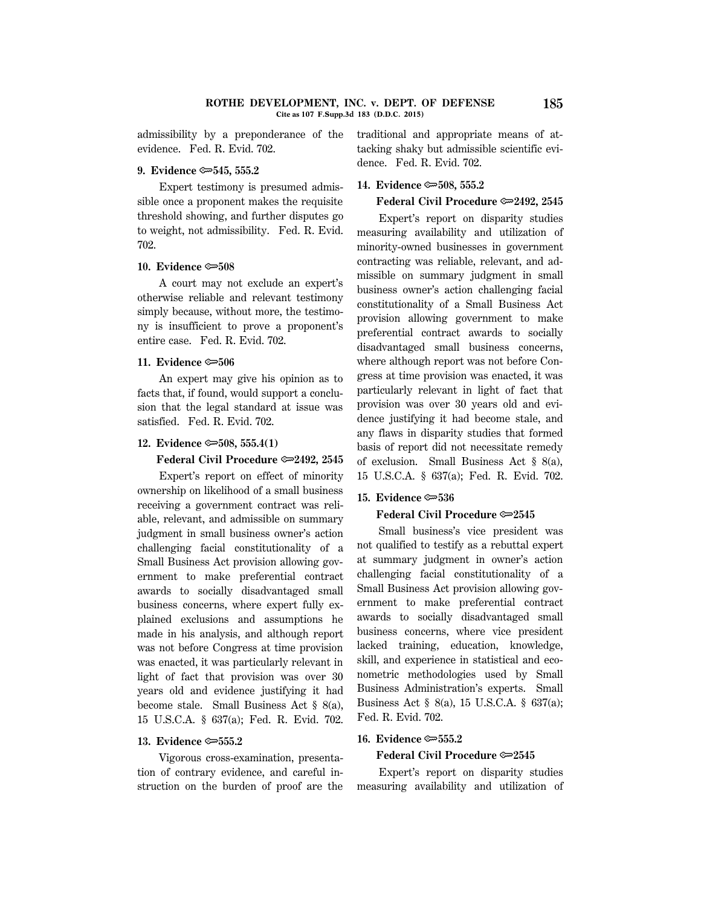admissibility by a preponderance of the evidence. Fed. R. Evid. 702.

**9. Evidence ⟹545, 555.2**

Expert testimony is presumed admissible once a proponent makes the requisite threshold showing, and further disputes go to weight, not admissibility. Fed. R. Evid. 702.

**10. Evidence ⟹508**

A court may not exclude an expert's otherwise reliable and relevant testimony simply because, without more, the testimony is insufficient to prove a proponent's entire case. Fed. R. Evid. 702.

**11. Evidence ⟹506**

An expert may give his opinion as to facts that, if found, would support a conclusion that the legal standard at issue was satisfied. Fed. R. Evid. 702.

**12. Evidence ⟹508, 555.4(1)**

**Federal Civil Procedure ⟹2492, 2545**

Expert's report on effect of minority ownership on likelihood of a small business receiving a government contract was reliable, relevant, and admissible on summary judgment in small business owner's action challenging facial constitutionality of a Small Business Act provision allowing government to make preferential contract awards to socially disadvantaged small business concerns, where expert fully explained exclusions and assumptions he made in his analysis, and although report was not before Congress at time provision was enacted, it was particularly relevant in light of fact that provision was over 30 years old and evidence justifying it had become stale. Small Business Act § 8(a), 15 U.S.C.A. § 637(a); Fed. R. Evid. 702.

**13. Evidence ⟹555.2**

Vigorous cross-examination, presentation of contrary evidence, and careful instruction on the burden of proof are the traditional and appropriate means of attacking shaky but admissible scientific evidence. Fed. R. Evid. 702.

**14. Evidence ⟹508, 555.2**

**Federal Civil Procedure ⟹2492, 2545**

Expert's report on disparity studies measuring availability and utilization of minority-owned businesses in government contracting was reliable, relevant, and admissible on summary judgment in small business owner's action challenging facial constitutionality of a Small Business Act provision allowing government to make preferential contract awards to socially disadvantaged small business concerns, where although report was not before Congress at time provision was enacted, it was particularly relevant in light of fact that provision was over 30 years old and evidence justifying it had become stale, and any flaws in disparity studies that formed basis of report did not necessitate remedy of exclusion. Small Business Act § 8(a), 15 U.S.C.A. § 637(a); Fed. R. Evid. 702.

**15. Evidence ⟹536**

**Federal Civil Procedure ⟹2545**

Small business's vice president was not qualified to testify as a rebuttal expert at summary judgment in owner's action challenging facial constitutionality of a Small Business Act provision allowing government to make preferential contract awards to socially disadvantaged small business concerns, where vice president lacked training, education, knowledge, skill, and experience in statistical and econometric methodologies used by Small Business Administration's experts. Small Business Act § 8(a), 15 U.S.C.A. § 637(a); Fed. R. Evid. 702.

**16. Evidence ⟹555.2**

**Federal Civil Procedure ⟹2545**

Expert's report on disparity studies measuring availability and utilization of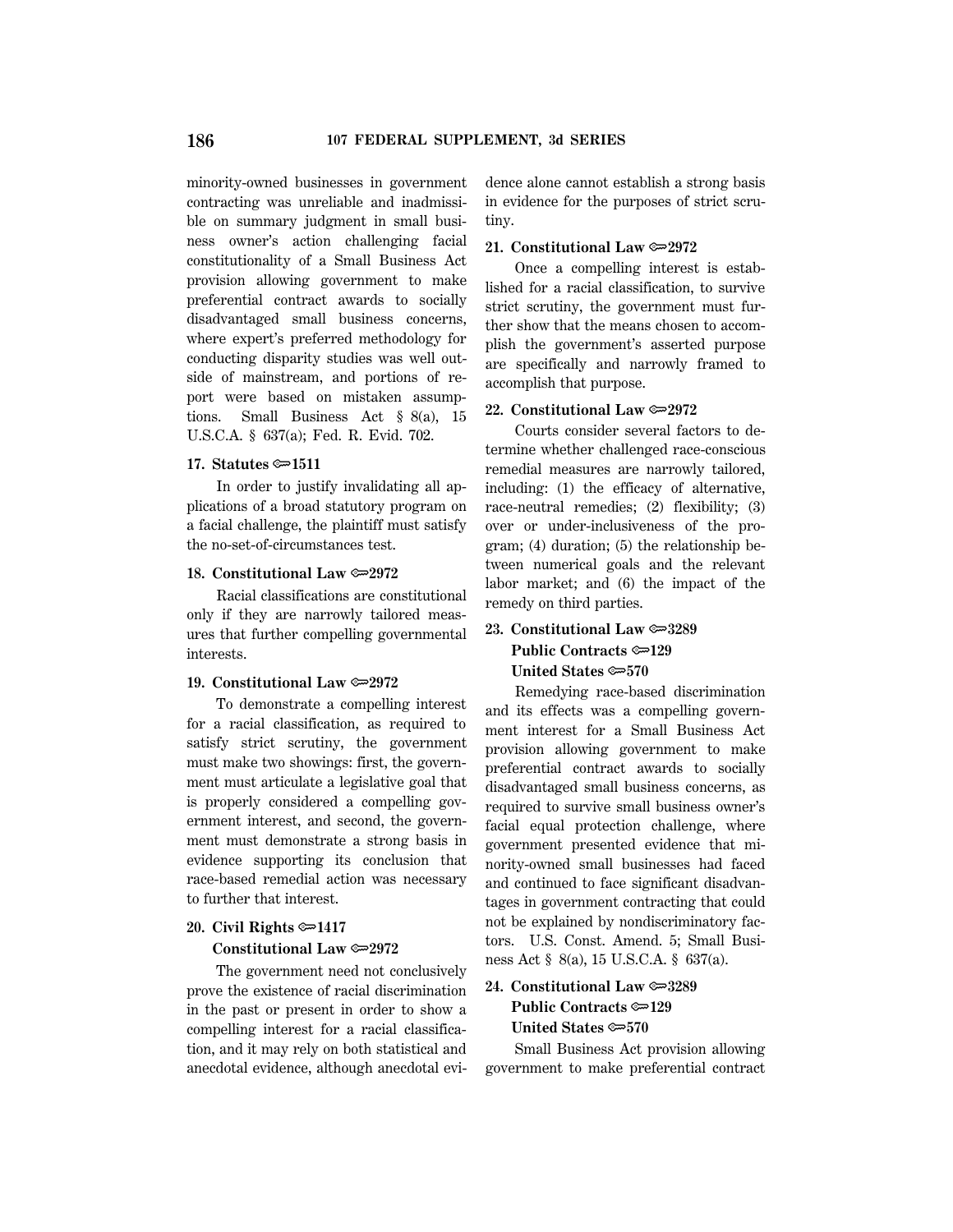minority-owned businesses in government contracting was unreliable and inadmissible on summary judgment in small business owner's action challenging facial constitutionality of a Small Business Act provision allowing government to make preferential contract awards to socially disadvantaged small business concerns, where expert's preferred methodology for conducting disparity studies was well outside of mainstream, and portions of report were based on mistaken assumptions. Small Business Act § 8(a), 15 U.S.C.A. § 637(a); Fed. R. Evid. 702.

**17. Statutes ⚷1511**

In order to justify invalidating all applications of a broad statutory program on a facial challenge, the plaintiff must satisfy the no-set-of-circumstances test.

**18. Constitutional Law ⚷2972**

Racial classifications are constitutional only if they are narrowly tailored measures that further compelling governmental interests.

**19. Constitutional Law ⚷2972**

To demonstrate a compelling interest for a racial classification, as required to satisfy strict scrutiny, the government must make two showings: first, the government must articulate a legislative goal that is properly considered a compelling government interest, and second, the government must demonstrate a strong basis in evidence supporting its conclusion that race-based remedial action was necessary to further that interest.

**20. Civil Rights ⚷1417**
**Constitutional Law ⚷2972**

The government need not conclusively prove the existence of racial discrimination in the past or present in order to show a compelling interest for a racial classification, and it may rely on both statistical and anecdotal evidence, although anecdotal evidence alone cannot establish a strong basis in evidence for the purposes of strict scrutiny.

**21. Constitutional Law ⚷2972**

Once a compelling interest is established for a racial classification, to survive strict scrutiny, the government must further show that the means chosen to accomplish the government's asserted purpose are specifically and narrowly framed to accomplish that purpose.

**22. Constitutional Law ⚷2972**

Courts consider several factors to determine whether challenged race-conscious remedial measures are narrowly tailored, including: (1) the efficacy of alternative, race-neutral remedies; (2) flexibility; (3) over or under-inclusiveness of the program; (4) duration; (5) the relationship between numerical goals and the relevant labor market; and (6) the impact of the remedy on third parties.

**23. Constitutional Law ⚷3289**
**Public Contracts ⚷129**
**United States ⚷570**

Remedying race-based discrimination and its effects was a compelling government interest for a Small Business Act provision allowing government to make preferential contract awards to socially disadvantaged small business concerns, as required to survive small business owner's facial equal protection challenge, where government presented evidence that minority-owned small businesses had faced and continued to face significant disadvantages in government contracting that could not be explained by nondiscriminatory factors. U.S. Const. Amend. 5; Small Business Act § 8(a), 15 U.S.C.A. § 637(a).

**24. Constitutional Law ⚷3289**
**Public Contracts ⚷129**
**United States ⚷570**

Small Business Act provision allowing government to make preferential contract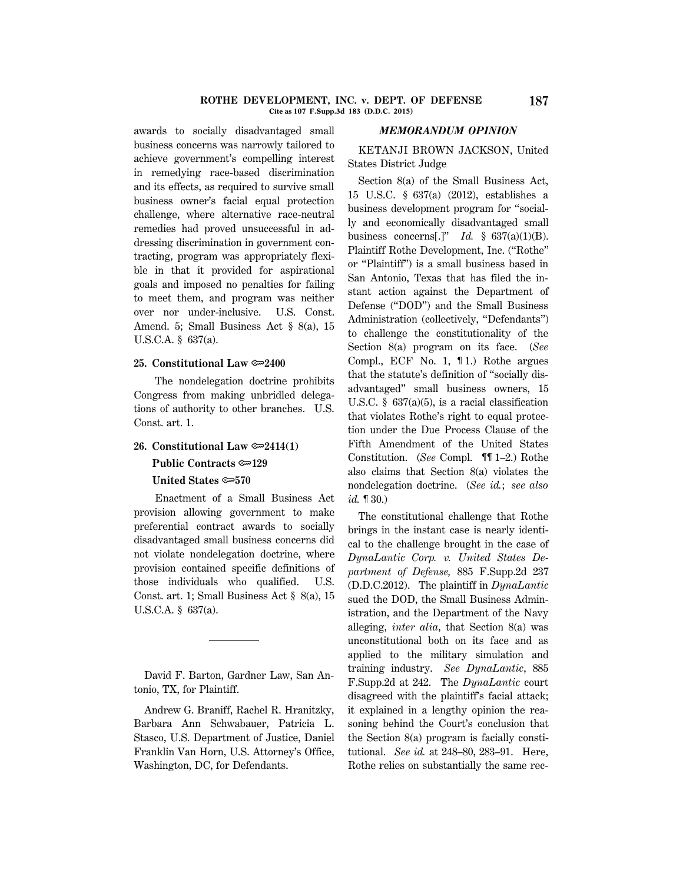awards to socially disadvantaged small business concerns was narrowly tailored to achieve government's compelling interest in remedying race-based discrimination and its effects, as required to survive small business owner's facial equal protection challenge, where alternative race-neutral remedies had proved unsuccessful in addressing discrimination in government contracting, program was appropriately flexible in that it provided for aspirational goals and imposed no penalties for failing to meet them, and program was neither over nor under-inclusive. U.S. Const. Amend. 5; Small Business Act § 8(a), 15 U.S.C.A. § 637(a).

**25. Constitutional Law ⚷2400**

The nondelegation doctrine prohibits Congress from making unbridled delegations of authority to other branches. U.S. Const. art. 1.

**26. Constitutional Law ⚷2414(1)**

**Public Contracts ⚷129**

**United States ⚷570**

Enactment of a Small Business Act provision allowing government to make preferential contract awards to socially disadvantaged small business concerns did not violate nondelegation doctrine, where provision contained specific definitions of those individuals who qualified. U.S. Const. art. 1; Small Business Act § 8(a), 15 U.S.C.A. § 637(a).

---

David F. Barton, Gardner Law, San Antonio, TX, for Plaintiff.

Andrew G. Braniff, Rachel R. Hranitzky, Barbara Ann Schwabauer, Patricia L. Stasco, U.S. Department of Justice, Daniel Franklin Van Horn, U.S. Attorney's Office, Washington, DC, for Defendants.

## *MEMORANDUM OPINION*

KETANJI BROWN JACKSON, United States District Judge

Section 8(a) of the Small Business Act, 15 U.S.C. § 637(a) (2012), establishes a business development program for "socially and economically disadvantaged small business concerns[.]" *Id.* § 637(a)(1)(B). Plaintiff Rothe Development, Inc. ("Rothe" or "Plaintiff") is a small business based in San Antonio, Texas that has filed the instant action against the Department of Defense ("DOD") and the Small Business Administration (collectively, "Defendants") to challenge the constitutionality of the Section 8(a) program on its face. (*See* Compl., ECF No. 1, ¶ 1.) Rothe argues that the statute's definition of "socially disadvantaged" small business owners, 15 U.S.C. § 637(a)(5), is a racial classification that violates Rothe's right to equal protection under the Due Process Clause of the Fifth Amendment of the United States Constitution. (*See* Compl. ¶¶ 1–2.) Rothe also claims that Section 8(a) violates the nondelegation doctrine. (*See id.*; *see also id.* ¶ 30.)

The constitutional challenge that Rothe brings in the instant case is nearly identical to the challenge brought in the case of *DynaLantic Corp. v. United States Department of Defense,* 885 F.Supp.2d 237 (D.D.C.2012). The plaintiff in *DynaLantic* sued the DOD, the Small Business Administration, and the Department of the Navy alleging, *inter alia*, that Section 8(a) was unconstitutional both on its face and as applied to the military simulation and training industry. *See DynaLantic*, 885 F.Supp.2d at 242. The *DynaLantic* court disagreed with the plaintiff's facial attack; it explained in a lengthy opinion the reasoning behind the Court's conclusion that the Section 8(a) program is facially constitutional. *See id.* at 248–80, 283–91. Here, Rothe relies on substantially the same rec-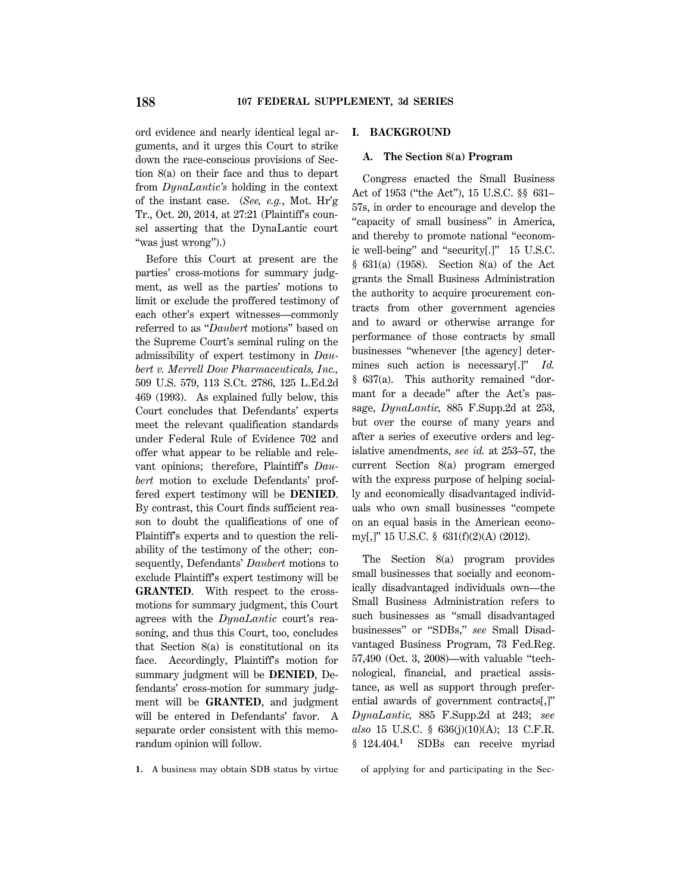ord evidence and nearly identical legal arguments, and it urges this Court to strike down the race-conscious provisions of Section 8(a) on their face and thus to depart from *DynaLantic's* holding in the context of the instant case. (*See, e.g.*, Mot. Hr'g Tr., Oct. 20, 2014, at 27:21 (Plaintiff's counsel asserting that the DynaLantic court "was just wrong").)

Before this Court at present are the parties' cross-motions for summary judgment, as well as the parties' motions to limit or exclude the proffered testimony of each other's expert witnesses—commonly referred to as "*Daubert* motions" based on the Supreme Court's seminal ruling on the admissibility of expert testimony in *Daubert v. Merrell Dow Pharmaceuticals, Inc.,* 509 U.S. 579, 113 S.Ct. 2786, 125 L.Ed.2d 469 (1993). As explained fully below, this Court concludes that Defendants' experts meet the relevant qualification standards under Federal Rule of Evidence 702 and offer what appear to be reliable and relevant opinions; therefore, Plaintiff's *Daubert* motion to exclude Defendants' proffered expert testimony will be **DENIED**. By contrast, this Court finds sufficient reason to doubt the qualifications of one of Plaintiff's experts and to question the reliability of the testimony of the other; consequently, Defendants' *Daubert* motions to exclude Plaintiff's expert testimony will be **GRANTED**. With respect to the cross-motions for summary judgment, this Court agrees with the *DynaLantic* court's reasoning, and thus this Court, too, concludes that Section 8(a) is constitutional on its face. Accordingly, Plaintiff's motion for summary judgment will be **DENIED**, Defendants' cross-motion for summary judgment will be **GRANTED**, and judgment will be entered in Defendants' favor. A separate order consistent with this memorandum opinion will follow.

## I. BACKGROUND

### A. The Section 8(a) Program

Congress enacted the Small Business Act of 1953 ("the Act"), 15 U.S.C. §§ 631–57s, in order to encourage and develop the "capacity of small business" in America, and thereby to promote national "economic well-being" and "security[.]" 15 U.S.C. § 631(a) (1958). Section 8(a) of the Act grants the Small Business Administration the authority to acquire procurement contracts from other government agencies and to award or otherwise arrange for performance of those contracts by small businesses "whenever [the agency] determines such action is necessary[.]" *Id.* § 637(a). This authority remained "dormant for a decade" after the Act's passage, *DynaLantic,* 885 F.Supp.2d at 253, but over the course of many years and after a series of executive orders and legislative amendments, *see id.* at 253–57, the current Section 8(a) program emerged with the express purpose of helping socially and economically disadvantaged individuals who own small businesses "compete on an equal basis in the American economy[,]" 15 U.S.C. § 631(f)(2)(A) (2012).

The Section 8(a) program provides small businesses that socially and economically disadvantaged individuals own—the Small Business Administration refers to such businesses as "small disadvantaged businesses" or "SDBs," *see* Small Disadvantaged Business Program, 73 Fed.Reg. 57,490 (Oct. 3, 2008)—with valuable "technological, financial, and practical assistance, as well as support through preferential awards of government contracts[,]" *DynaLantic,* 885 F.Supp.2d at 243; *see also* 15 U.S.C. § 636(j)(10)(A); 13 C.F.R. § 124.404.[1] SDBs can receive myriad

1. A business may obtain SDB status by virtue of applying for and participating in the Sec-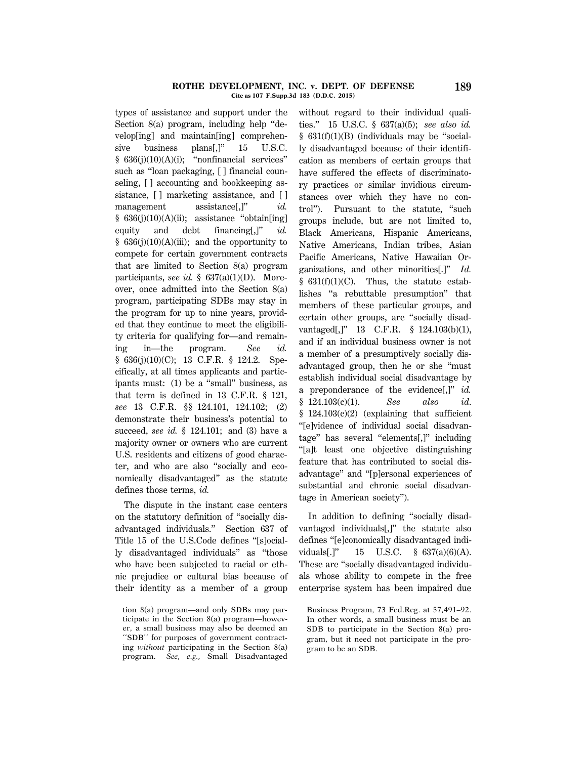types of assistance and support under the Section 8(a) program, including help "develop[ing] and maintain[ing] comprehensive business plans[,]" 15 U.S.C. § 636(j)(10)(A)(i); "nonfinancial services" such as "loan packaging, [ ] financial counseling, [ ] accounting and bookkeeping assistance, [ ] marketing assistance, and [ ] management assistance[,]" *id.* § 636(j)(10)(A)(ii); assistance "obtain[ing] equity and debt financing[,]" *id.* § 636(j)(10)(A)(iii); and the opportunity to compete for certain government contracts that are limited to Section 8(a) program participants, *see id.* § 637(a)(1)(D). Moreover, once admitted into the Section 8(a) program, participating SDBs may stay in the program for up to nine years, provided that they continue to meet the eligibility criteria for qualifying for—and remaining in—the program. *See id.* § 636(j)(10)(C); 13 C.F.R. § 124.2. Specifically, at all times applicants and participants must: (1) be a "small" business, as that term is defined in 13 C.F.R. § 121, *see* 13 C.F.R. §§ 124.101, 124.102; (2) demonstrate their business's potential to succeed, *see id.* § 124.101; and (3) have a majority owner or owners who are current U.S. residents and citizens of good character, and who are also "socially and economically disadvantaged" as the statute defines those terms, *id.*

The dispute in the instant case centers on the statutory definition of "socially disadvantaged individuals." Section 637 of Title 15 of the U.S.Code defines "[s]ocially disadvantaged individuals" as "those who have been subjected to racial or ethnic prejudice or cultural bias because of their identity as a member of a group without regard to their individual qualities." 15 U.S.C. § 637(a)(5); *see also id.* § 631(f)(1)(B) (individuals may be "socially disadvantaged because of their identification as members of certain groups that have suffered the effects of discriminatory practices or similar invidious circumstances over which they have no control"). Pursuant to the statute, "such groups include, but are not limited to, Black Americans, Hispanic Americans, Native Americans, Indian tribes, Asian Pacific Americans, Native Hawaiian Organizations, and other minorities[.]" *Id.* § 631(f)(1)(C). Thus, the statute establishes "a rebuttable presumption" that members of these particular groups, and certain other groups, are "socially disadvantaged[,]" 13 C.F.R. § 124.103(b)(1), and if an individual business owner is not a member of a presumptively socially disadvantaged group, then he or she "must establish individual social disadvantage by a preponderance of the evidence[,]" *id.* § 124.103(c)(1). *See also id.* § 124.103(c)(2) (explaining that sufficient "[e]vidence of individual social disadvantage" has several "elements[,]" including "[a]t least one objective distinguishing feature that has contributed to social disadvantage" and "[p]ersonal experiences of substantial and chronic social disadvantage in American society").

In addition to defining "socially disadvantaged individuals[,]" the statute also defines "[e]conomically disadvantaged individuals[.]" 15 U.S.C. § 637(a)(6)(A). These are "socially disadvantaged individuals whose ability to compete in the free enterprise system has been impaired due

tion 8(a) program—and only SDBs may participate in the Section 8(a) program—however, a small business may also be deemed an "SDB" for purposes of government contracting *without* participating in the Section 8(a) program. *See, e.g.,* Small Disadvantaged Business Program, 73 Fed.Reg. at 57,491–92. In other words, a small business must be an SDB to participate in the Section 8(a) program, but it need not participate in the program to be an SDB.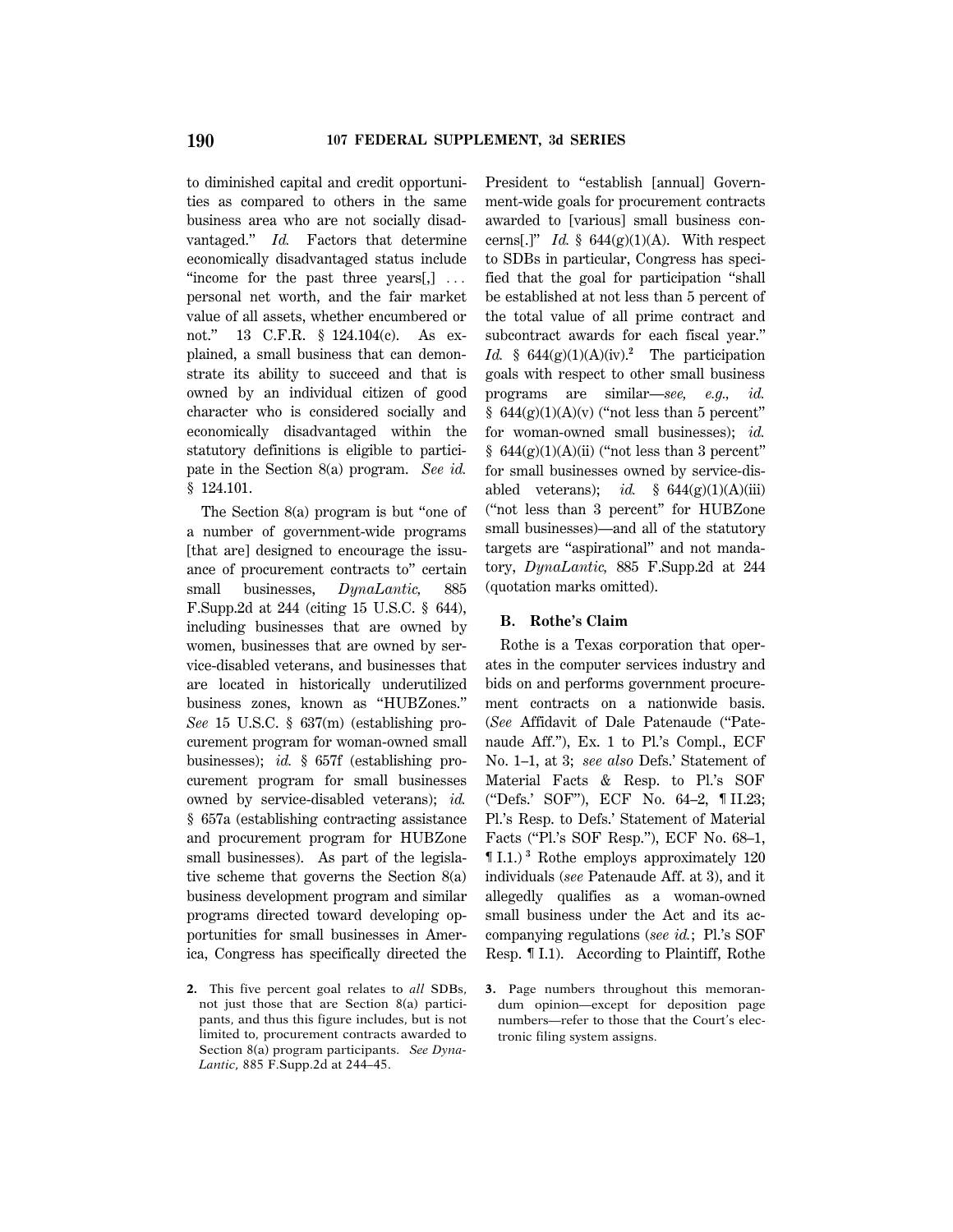to diminished capital and credit opportunities as compared to others in the same business area who are not socially disadvantaged." *Id.* Factors that determine economically disadvantaged status include "income for the past three years[,] ... personal net worth, and the fair market value of all assets, whether encumbered or not." 13 C.F.R. § 124.104(c). As explained, a small business that can demonstrate its ability to succeed and that is owned by an individual citizen of good character who is considered socially and economically disadvantaged within the statutory definitions is eligible to participate in the Section 8(a) program. *See id.* § 124.101.

The Section 8(a) program is but "one of a number of government-wide programs [that are] designed to encourage the issuance of procurement contracts to" certain small businesses, *DynaLantic,* 885 F.Supp.2d at 244 (citing 15 U.S.C. § 644), including businesses that are owned by women, businesses that are owned by service-disabled veterans, and businesses that are located in historically underutilized business zones, known as "HUBZones." *See* 15 U.S.C. § 637(m) (establishing procurement program for woman-owned small businesses); *id.* § 657f (establishing procurement program for small businesses owned by service-disabled veterans); *id.* § 657a (establishing contracting assistance and procurement program for HUBZone small businesses). As part of the legislative scheme that governs the Section 8(a) business development program and similar programs directed toward developing opportunities for small businesses in America, Congress has specifically directed the President to "establish [annual] Government-wide goals for procurement contracts awarded to [various] small business concerns[.]" *Id.* § 644(g)(1)(A). With respect to SDBs in particular, Congress has specified that the goal for participation "shall be established at not less than 5 percent of the total value of all prime contract and subcontract awards for each fiscal year." *Id.* § 644(g)(1)(A)(iv).[2] The participation goals with respect to other small business programs are similar—*see, e.g., id.* § 644(g)(1)(A)(v) ("not less than 5 percent" for woman-owned small businesses); *id.* § 644(g)(1)(A)(ii) ("not less than 3 percent" for small businesses owned by service-disabled veterans); *id.* § 644(g)(1)(A)(iii) ("not less than 3 percent" for HUBZone small businesses)—and all of the statutory targets are "aspirational" and not mandatory, *DynaLantic,* 885 F.Supp.2d at 244 (quotation marks omitted).

### B. Rothe's Claim

Rothe is a Texas corporation that operates in the computer services industry and bids on and performs government procurement contracts on a nationwide basis. (*See* Affidavit of Dale Patenaude ("Patenaude Aff."), Ex. 1 to Pl.'s Compl., ECF No. 1–1, at 3; *see also* Defs.' Statement of Material Facts & Resp. to Pl.'s SOF ("Defs.' SOF"), ECF No. 64–2, ¶ II.23; Pl.'s Resp. to Defs.' Statement of Material Facts ("Pl.'s SOF Resp."), ECF No. 68–1, ¶ I.1.)[3] Rothe employs approximately 120 individuals (*see* Patenaude Aff. at 3), and it allegedly qualifies as a woman-owned small business under the Act and its accompanying regulations (*see id.*; Pl.'s SOF Resp. ¶ I.1). According to Plaintiff, Rothe

2. This five percent goal relates to *all* SDBs, not just those that are Section 8(a) participants, and thus this figure includes, but is not limited to, procurement contracts awarded to Section 8(a) program participants. *See DynaLantic,* 885 F.Supp.2d at 244–45.

3. Page numbers throughout this memorandum opinion—except for deposition page numbers—refer to those that the Court's electronic filing system assigns.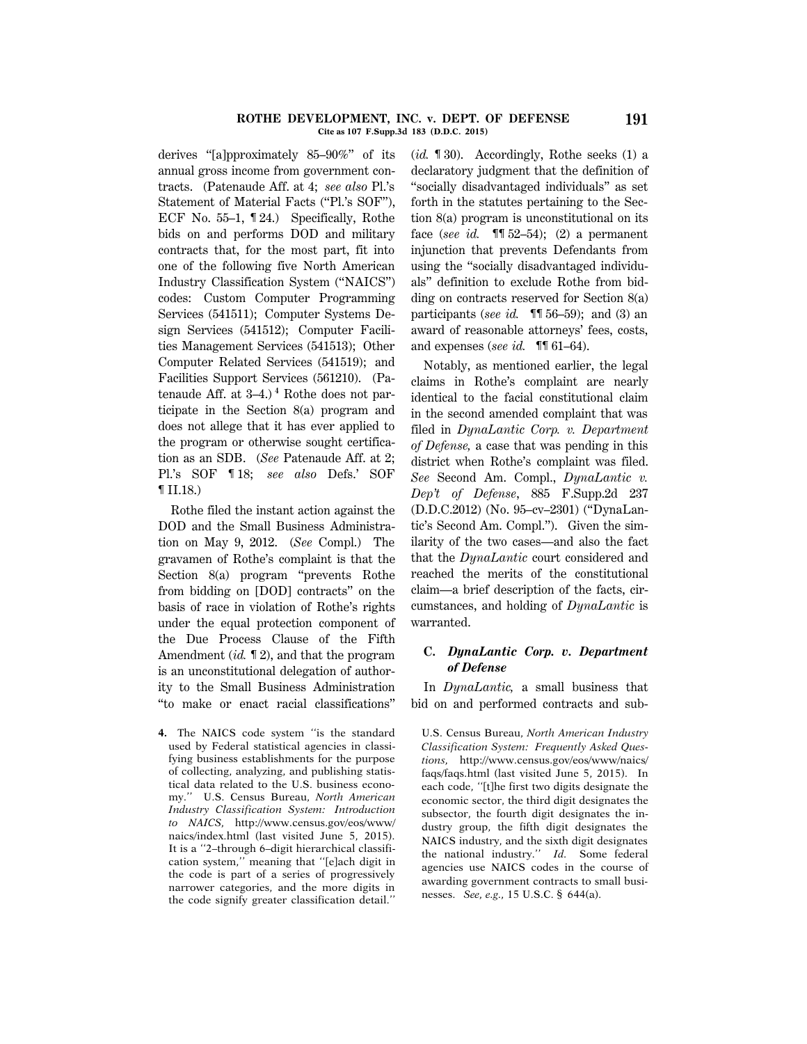derives "[a]pproximately 85–90%" of its annual gross income from government contracts. (Patenaude Aff. at 4; *see also* Pl.'s Statement of Material Facts ("Pl.'s SOF"), ECF No. 55–1, ¶ 24.) Specifically, Rothe bids on and performs DOD and military contracts that, for the most part, fit into one of the following five North American Industry Classification System ("NAICS") codes: Custom Computer Programming Services (541511); Computer Systems Design Services (541512); Computer Facilities Management Services (541513); Other Computer Related Services (541519); and Facilities Support Services (561210). (Patenaude Aff. at 3–4.)[4] Rothe does not participate in the Section 8(a) program and does not allege that it has ever applied to the program or otherwise sought certification as an SDB. (*See* Patenaude Aff. at 2; Pl.'s SOF ¶ 18; *see also* Defs.' SOF ¶ II.18.)

Rothe filed the instant action against the DOD and the Small Business Administration on May 9, 2012. (*See* Compl.) The gravamen of Rothe's complaint is that the Section 8(a) program "prevents Rothe from bidding on [DOD] contracts" on the basis of race in violation of Rothe's rights under the equal protection component of the Due Process Clause of the Fifth Amendment (*id.* ¶ 2), and that the program is an unconstitutional delegation of authority to the Small Business Administration "to make or enact racial classifications" (*id.* ¶ 30). Accordingly, Rothe seeks (1) a declaratory judgment that the definition of "socially disadvantaged individuals" as set forth in the statutes pertaining to the Section 8(a) program is unconstitutional on its face (*see id.* ¶¶ 52–54); (2) a permanent injunction that prevents Defendants from using the "socially disadvantaged individuals" definition to exclude Rothe from bidding on contracts reserved for Section 8(a) participants (*see id.* ¶¶ 56–59); and (3) an award of reasonable attorneys' fees, costs, and expenses (*see id.* ¶¶ 61–64).

Notably, as mentioned earlier, the legal claims in Rothe's complaint are nearly identical to the facial constitutional claim in the second amended complaint that was filed in *DynaLantic Corp. v. Department of Defense,* a case that was pending in this district when Rothe's complaint was filed. *See* Second Am. Compl., *DynaLantic v. Dep't of Defense*, 885 F.Supp.2d 237 (D.D.C.2012) (No. 95–cv–2301) ("DynaLantic's Second Am. Compl."). Given the similarity of the two cases—and also the fact that the *DynaLantic* court considered and reached the merits of the constitutional claim—a brief description of the facts, circumstances, and holding of *DynaLantic* is warranted.

### C. *DynaLantic Corp. v. Department of Defense*

In *DynaLantic*, a small business that bid on and performed contracts and sub-

4. The NAICS code system "is the standard used by Federal statistical agencies in classifying business establishments for the purpose of collecting, analyzing, and publishing statistical data related to the U.S. business economy." U.S. Census Bureau, *North American Industry Classification System: Introduction to NAICS*, http://www.census.gov/eos/www/naics/index.html (last visited June 5, 2015). It is a "2–through 6–digit hierarchical classification system," meaning that "[e]ach digit in the code is part of a series of progressively narrower categories, and the more digits in the code signify greater classification detail." U.S. Census Bureau, *North American Industry Classification System: Frequently Asked Questions*, http://www.census.gov/eos/www/naics/faqs/faqs.html (last visited June 5, 2015). In each code, "[t]he first two digits designate the economic sector, the third digit designates the subsector, the fourth digit designates the industry group, the fifth digit designates the NAICS industry, and the sixth digit designates the national industry." *Id.* Some federal agencies use NAICS codes in the course of awarding government contracts to small businesses. *See, e.g.*, 15 U.S.C. § 644(a).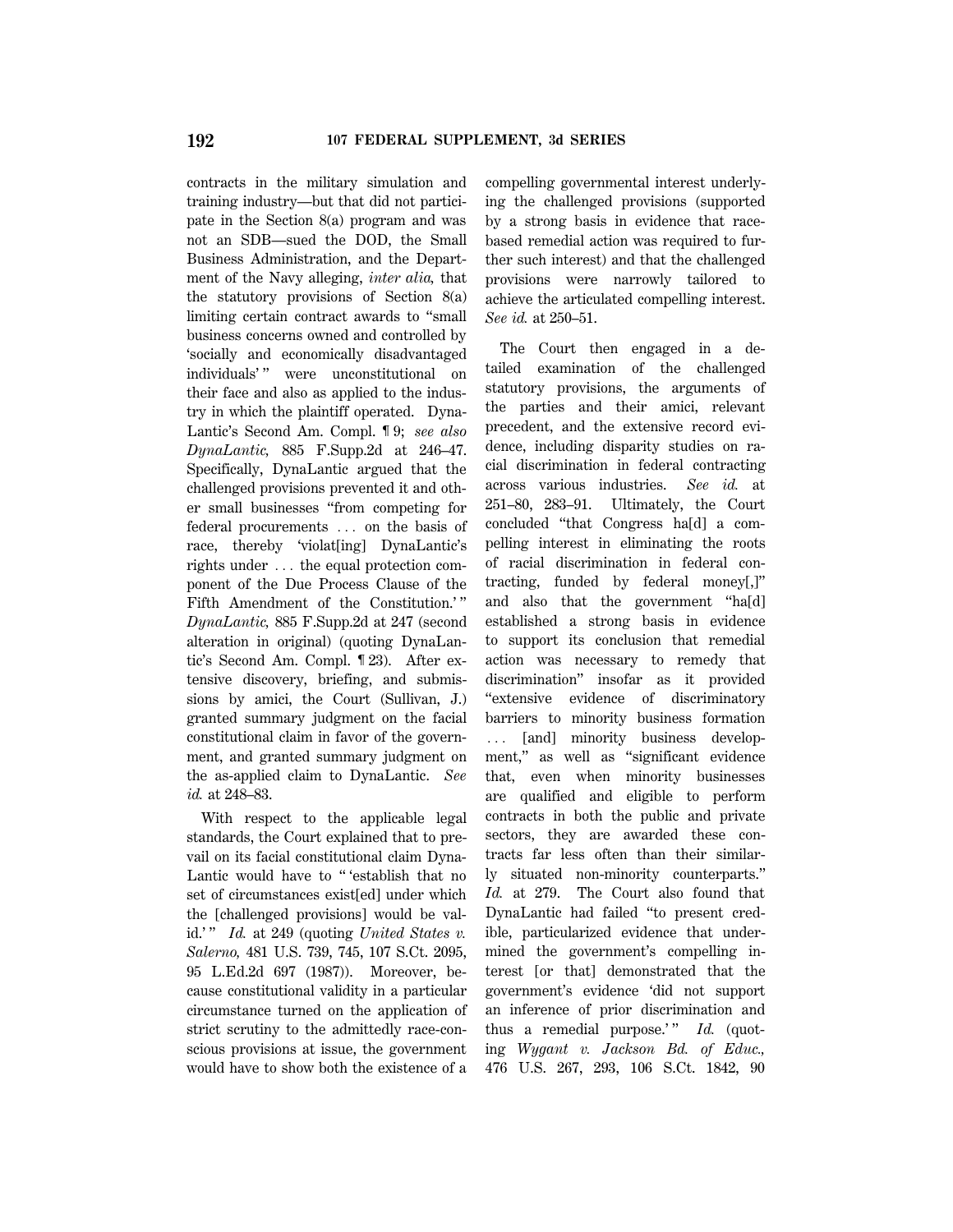contracts in the military simulation and training industry—but that did not participate in the Section 8(a) program and was not an SDB—sued the DOD, the Small Business Administration, and the Department of the Navy alleging, *inter alia,* that the statutory provisions of Section 8(a) limiting certain contract awards to "small business concerns owned and controlled by 'socially and economically disadvantaged individuals'" were unconstitutional on their face and also as applied to the industry in which the plaintiff operated. DynaLantic's Second Am. Compl. ¶ 9; *see also DynaLantic,* 885 F.Supp.2d at 246–47. Specifically, DynaLantic argued that the challenged provisions prevented it and other small businesses "from competing for federal procurements ... on the basis of race, thereby 'violat[ing] DynaLantic's rights under ... the equal protection component of the Due Process Clause of the Fifth Amendment of the Constitution.'" *DynaLantic,* 885 F.Supp.2d at 247 (second alteration in original) (quoting DynaLantic's Second Am. Compl. ¶ 23). After extensive discovery, briefing, and submissions by amici, the Court (Sullivan, J.) granted summary judgment on the facial constitutional claim in favor of the government, and granted summary judgment on the as-applied claim to DynaLantic. *See id.* at 248–83.

With respect to the applicable legal standards, the Court explained that to prevail on its facial constitutional claim DynaLantic would have to "'establish that no set of circumstances exist[ed] under which the [challenged provisions] would be valid.'" *Id.* at 249 (quoting *United States v. Salerno,* 481 U.S. 739, 745, 107 S.Ct. 2095, 95 L.Ed.2d 697 (1987)). Moreover, because constitutional validity in a particular circumstance turned on the application of strict scrutiny to the admittedly race-conscious provisions at issue, the government would have to show both the existence of a compelling governmental interest underlying the challenged provisions (supported by a strong basis in evidence that race-based remedial action was required to further such interest) and that the challenged provisions were narrowly tailored to achieve the articulated compelling interest. *See id.* at 250–51.

The Court then engaged in a detailed examination of the challenged statutory provisions, the arguments of the parties and their amici, relevant precedent, and the extensive record evidence, including disparity studies on racial discrimination in federal contracting across various industries. *See id.* at 251–80, 283–91. Ultimately, the Court concluded "that Congress ha[d] a compelling interest in eliminating the roots of racial discrimination in federal contracting, funded by federal money[,]" and also that the government "ha[d] established a strong basis in evidence to support its conclusion that remedial action was necessary to remedy that discrimination" insofar as it provided "extensive evidence of discriminatory barriers to minority business formation ... [and] minority business development," as well as "significant evidence that, even when minority businesses are qualified and eligible to perform contracts in both the public and private sectors, they are awarded these contracts far less often than their similarly situated non-minority counterparts." *Id.* at 279. The Court also found that DynaLantic had failed "to present credible, particularized evidence that undermined the government's compelling interest [or that] demonstrated that the government's evidence 'did not support an inference of prior discrimination and thus a remedial purpose.'" *Id.* (quoting *Wygant v. Jackson Bd. of Educ.,* 476 U.S. 267, 293, 106 S.Ct. 1842, 90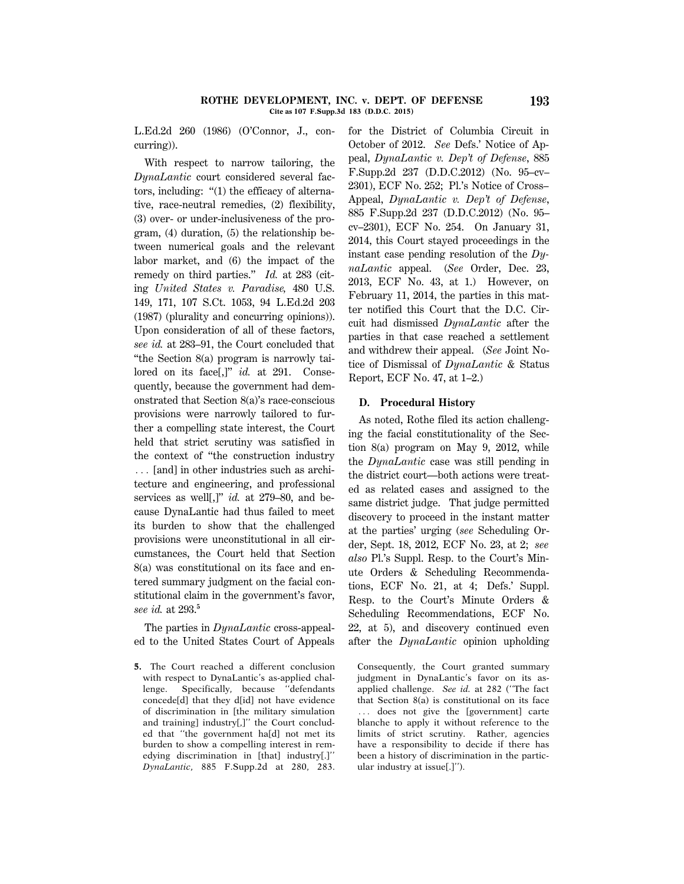L.Ed.2d 260 (1986) (O'Connor, J., concurring)).

With respect to narrow tailoring, the *DynaLantic* court considered several factors, including: "(1) the efficacy of alternative, race-neutral remedies, (2) flexibility, (3) over- or under-inclusiveness of the program, (4) duration, (5) the relationship between numerical goals and the relevant labor market, and (6) the impact of the remedy on third parties." *Id.* at 283 (citing *United States v. Paradise,* 480 U.S. 149, 171, 107 S.Ct. 1053, 94 L.Ed.2d 203 (1987) (plurality and concurring opinions)). Upon consideration of all of these factors, *see id.* at 283–91, the Court concluded that "the Section 8(a) program is narrowly tailored on its face[,]" *id.* at 291. Consequently, because the government had demonstrated that Section 8(a)'s race-conscious provisions were narrowly tailored to further a compelling state interest, the Court held that strict scrutiny was satisfied in the context of "the construction industry . . . [and] in other industries such as architecture and engineering, and professional services as well[,]" *id.* at 279–80, and because DynaLantic had thus failed to meet its burden to show that the challenged provisions were unconstitutional in all circumstances, the Court held that Section 8(a) was constitutional on its face and entered summary judgment on the facial constitutional claim in the government's favor, *see id.* at 293.[5]

The parties in *DynaLantic* cross-appealed to the United States Court of Appeals for the District of Columbia Circuit in October of 2012. *See* Defs.' Notice of Appeal, *DynaLantic v. Dep't of Defense*, 885 F.Supp.2d 237 (D.D.C.2012) (No. 95–cv–2301), ECF No. 252; Pl.'s Notice of Cross–Appeal, *DynaLantic v. Dep't of Defense*, 885 F.Supp.2d 237 (D.D.C.2012) (No. 95–cv–2301), ECF No. 254. On January 31, 2014, this Court stayed proceedings in the instant case pending resolution of the *DynaLantic* appeal. (*See* Order, Dec. 23, 2013, ECF No. 43, at 1.) However, on February 11, 2014, the parties in this matter notified this Court that the D.C. Circuit had dismissed *DynaLantic* after the parties in that case reached a settlement and withdrew their appeal. (*See* Joint Notice of Dismissal of *DynaLantic* & Status Report, ECF No. 47, at 1–2.)

### D. Procedural History

As noted, Rothe filed its action challenging the facial constitutionality of the Section 8(a) program on May 9, 2012, while the *DynaLantic* case was still pending in the district court—both actions were treated as related cases and assigned to the same district judge. That judge permitted discovery to proceed in the instant matter at the parties' urging (*see* Scheduling Order, Sept. 18, 2012, ECF No. 23, at 2; *see also* Pl.'s Suppl. Resp. to the Court's Minute Orders & Scheduling Recommendations, ECF No. 21, at 4; Defs.' Suppl. Resp. to the Court's Minute Orders & Scheduling Recommendations, ECF No. 22, at 5), and discovery continued even after the *DynaLantic* opinion upholding

---

5. The Court reached a different conclusion with respect to DynaLantic's as-applied challenge. Specifically, because "defendants concede[d] that they d[id] not have evidence of discrimination in [the military simulation and training] industry[,]" the Court concluded that "the government ha[d] not met its burden to show a compelling interest in remedying discrimination in [that] industry[.]" *DynaLantic*, 885 F.Supp.2d at 280, 283. Consequently, the Court granted summary judgment in DynaLantic's favor on its as-applied challenge. *See id.* at 282 ("The fact that Section 8(a) is constitutional on its face . . . does not give the [government] carte blanche to apply it without reference to the limits of strict scrutiny. Rather, agencies have a responsibility to decide if there has been a history of discrimination in the particular industry at issue[.]").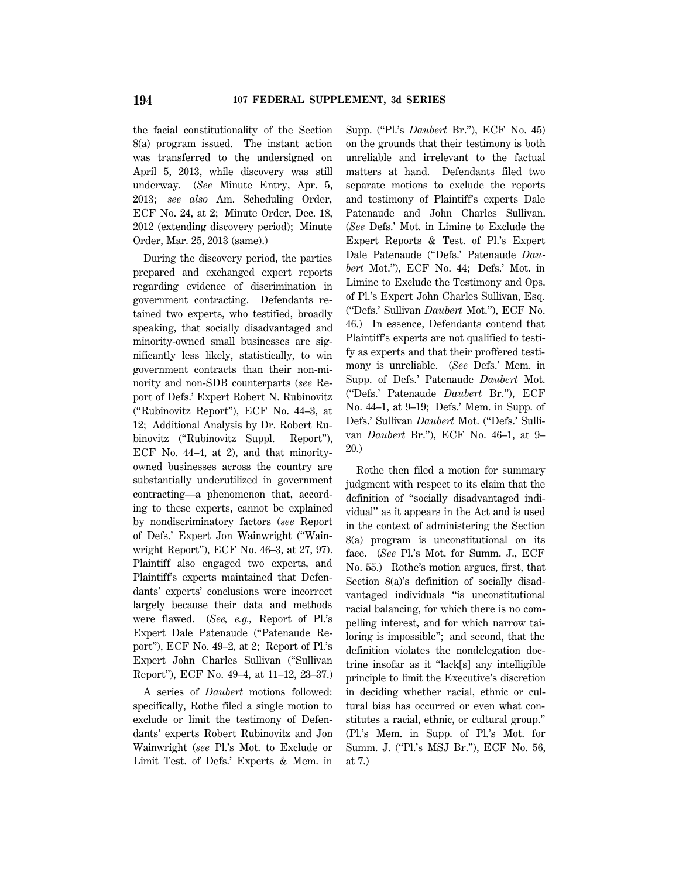the facial constitutionality of the Section 8(a) program issued. The instant action was transferred to the undersigned on April 5, 2013, while discovery was still underway. (*See* Minute Entry, Apr. 5, 2013; *see also* Am. Scheduling Order, ECF No. 24, at 2; Minute Order, Dec. 18, 2012 (extending discovery period); Minute Order, Mar. 25, 2013 (same).)

During the discovery period, the parties prepared and exchanged expert reports regarding evidence of discrimination in government contracting. Defendants retained two experts, who testified, broadly speaking, that socially disadvantaged and minority-owned small businesses are significantly less likely, statistically, to win government contracts than their non-minority and non-SDB counterparts (*see* Report of Defs.' Expert Robert N. Rubinovitz ("Rubinovitz Report"), ECF No. 44–3, at 12; Additional Analysis by Dr. Robert Rubinovitz ("Rubinovitz Suppl. Report"), ECF No. 44–4, at 2), and that minority-owned businesses across the country are substantially underutilized in government contracting—a phenomenon that, according to these experts, cannot be explained by nondiscriminatory factors (*see* Report of Defs.' Expert Jon Wainwright ("Wainwright Report"), ECF No. 46–3, at 27, 97). Plaintiff also engaged two experts, and Plaintiff's experts maintained that Defendants' experts' conclusions were incorrect largely because their data and methods were flawed. (*See, e.g.,* Report of Pl.'s Expert Dale Patenaude ("Patenaude Report"), ECF No. 49–2, at 2; Report of Pl.'s Expert John Charles Sullivan ("Sullivan Report"), ECF No. 49–4, at 11–12, 23–37.)

A series of *Daubert* motions followed: specifically, Rothe filed a single motion to exclude or limit the testimony of Defendants' experts Robert Rubinovitz and Jon Wainwright (*see* Pl.'s Mot. to Exclude or Limit Test. of Defs.' Experts & Mem. in Supp. ("Pl.'s *Daubert* Br."), ECF No. 45) on the grounds that their testimony is both unreliable and irrelevant to the factual matters at hand. Defendants filed two separate motions to exclude the reports and testimony of Plaintiff's experts Dale Patenaude and John Charles Sullivan. (*See* Defs.' Mot. in Limine to Exclude the Expert Reports & Test. of Pl.'s Expert Dale Patenaude ("Defs.' Patenaude *Daubert* Mot."), ECF No. 44; Defs.' Mot. in Limine to Exclude the Testimony and Ops. of Pl.'s Expert John Charles Sullivan, Esq. ("Defs.' Sullivan *Daubert* Mot."), ECF No. 46.) In essence, Defendants contend that Plaintiff's experts are not qualified to testify as experts and that their proffered testimony is unreliable. (*See* Defs.' Mem. in Supp. of Defs.' Patenaude *Daubert* Mot. ("Defs.' Patenaude *Daubert* Br."), ECF No. 44–1, at 9–19; Defs.' Mem. in Supp. of Defs.' Sullivan *Daubert* Mot. ("Defs.' Sullivan *Daubert* Br."), ECF No. 46–1, at 9–20.)

Rothe then filed a motion for summary judgment with respect to its claim that the definition of "socially disadvantaged individual" as it appears in the Act and is used in the context of administering the Section 8(a) program is unconstitutional on its face. (*See* Pl.'s Mot. for Summ. J., ECF No. 55.) Rothe's motion argues, first, that Section 8(a)'s definition of socially disadvantaged individuals "is unconstitutional racial balancing, for which there is no compelling interest, and for which narrow tailoring is impossible"; and second, that the definition violates the nondelegation doctrine insofar as it "lack[s] any intelligible principle to limit the Executive's discretion in deciding whether racial, ethnic or cultural bias has occurred or even what constitutes a racial, ethnic, or cultural group." (Pl.'s Mem. in Supp. of Pl.'s Mot. for Summ. J. ("Pl.'s MSJ Br."), ECF No. 56, at 7.)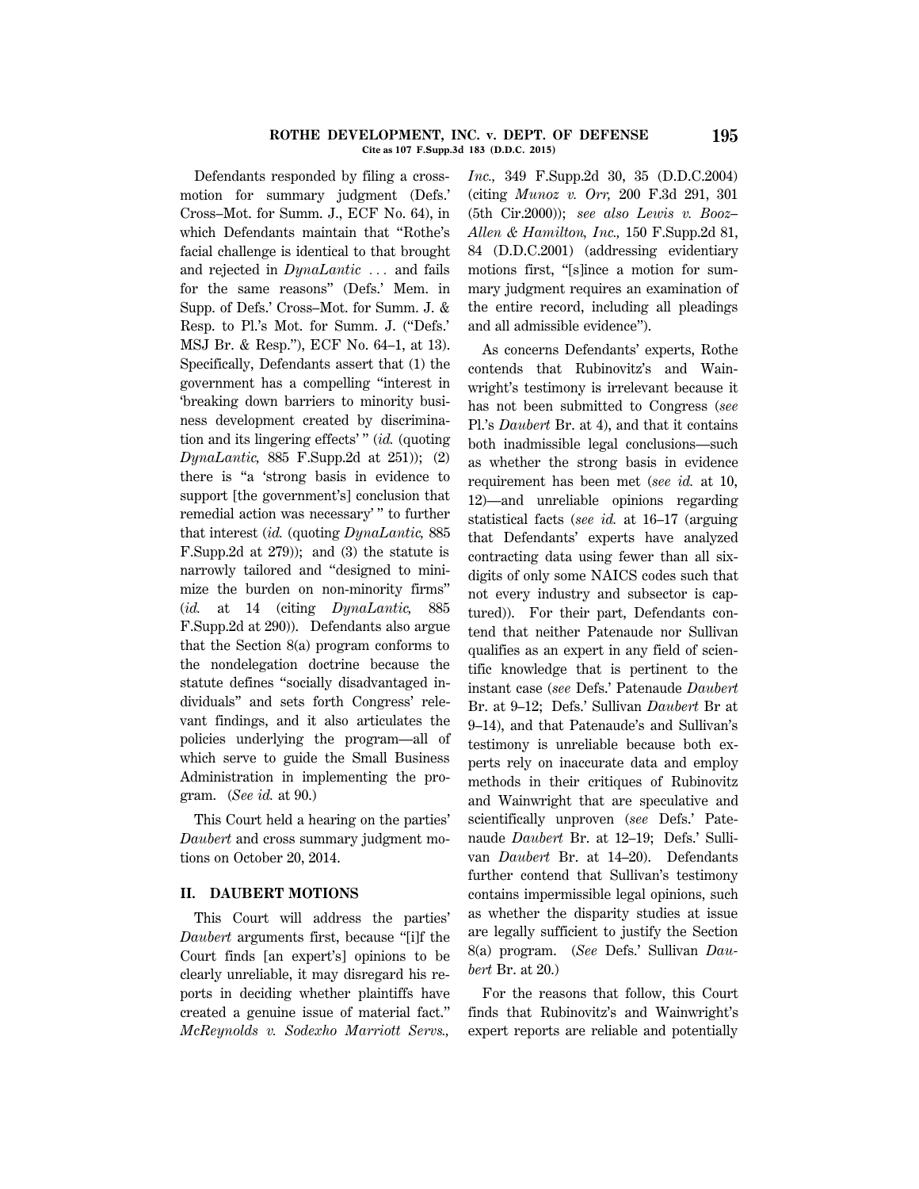Defendants responded by filing a cross-motion for summary judgment (Defs.' Cross–Mot. for Summ. J., ECF No. 64), in which Defendants maintain that "Rothe's facial challenge is identical to that brought and rejected in *DynaLantic* . . . and fails for the same reasons" (Defs.' Mem. in Supp. of Defs.' Cross–Mot. for Summ. J. & Resp. to Pl.'s Mot. for Summ. J. ("Defs.' MSJ Br. & Resp."), ECF No. 64–1, at 13). Specifically, Defendants assert that (1) the government has a compelling "interest in 'breaking down barriers to minority business development created by discrimination and its lingering effects' " (*id.* (quoting *DynaLantic,* 885 F.Supp.2d at 251)); (2) there is "a 'strong basis in evidence to support [the government's] conclusion that remedial action was necessary' " to further that interest (*id.* (quoting *DynaLantic,* 885 F.Supp.2d at 279)); and (3) the statute is narrowly tailored and "designed to minimize the burden on non-minority firms" (*id.* at 14 (citing *DynaLantic,* 885 F.Supp.2d at 290)). Defendants also argue that the Section 8(a) program conforms to the nondelegation doctrine because the statute defines "socially disadvantaged individuals" and sets forth Congress' relevant findings, and it also articulates the policies underlying the program—all of which serve to guide the Small Business Administration in implementing the program. (*See id.* at 90.)

This Court held a hearing on the parties' *Daubert* and cross summary judgment motions on October 20, 2014.

## II. DAUBERT MOTIONS

This Court will address the parties' *Daubert* arguments first, because "[i]f the Court finds [an expert's] opinions to be clearly unreliable, it may disregard his reports in deciding whether plaintiffs have created a genuine issue of material fact." *McReynolds v. Sodexho Marriott Servs., Inc.,* 349 F.Supp.2d 30, 35 (D.D.C.2004) (citing *Munoz v. Orr,* 200 F.3d 291, 301 (5th Cir.2000)); *see also Lewis v. Booz–Allen & Hamilton, Inc.,* 150 F.Supp.2d 81, 84 (D.D.C.2001) (addressing evidentiary motions first, "[s]ince a motion for summary judgment requires an examination of the entire record, including all pleadings and all admissible evidence").

As concerns Defendants' experts, Rothe contends that Rubinovitz's and Wainwright's testimony is irrelevant because it has not been submitted to Congress (*see* Pl.'s *Daubert* Br. at 4), and that it contains both inadmissible legal conclusions—such as whether the strong basis in evidence requirement has been met (*see id.* at 10, 12)—and unreliable opinions regarding statistical facts (*see id.* at 16–17 (arguing that Defendants' experts have analyzed contracting data using fewer than all six-digits of only some NAICS codes such that not every industry and subsector is captured)). For their part, Defendants contend that neither Patenaude nor Sullivan qualifies as an expert in any field of scientific knowledge that is pertinent to the instant case (*see* Defs.' Patenaude *Daubert* Br. at 9–12; Defs.' Sullivan *Daubert* Br at 9–14), and that Patenaude's and Sullivan's testimony is unreliable because both experts rely on inaccurate data and employ methods in their critiques of Rubinovitz and Wainwright that are speculative and scientifically unproven (*see* Defs.' Patenaude *Daubert* Br. at 12–19; Defs.' Sullivan *Daubert* Br. at 14–20). Defendants further contend that Sullivan's testimony contains impermissible legal opinions, such as whether the disparity studies at issue are legally sufficient to justify the Section 8(a) program. (*See* Defs.' Sullivan *Daubert* Br. at 20.)

For the reasons that follow, this Court finds that Rubinovitz's and Wainwright's expert reports are reliable and potentially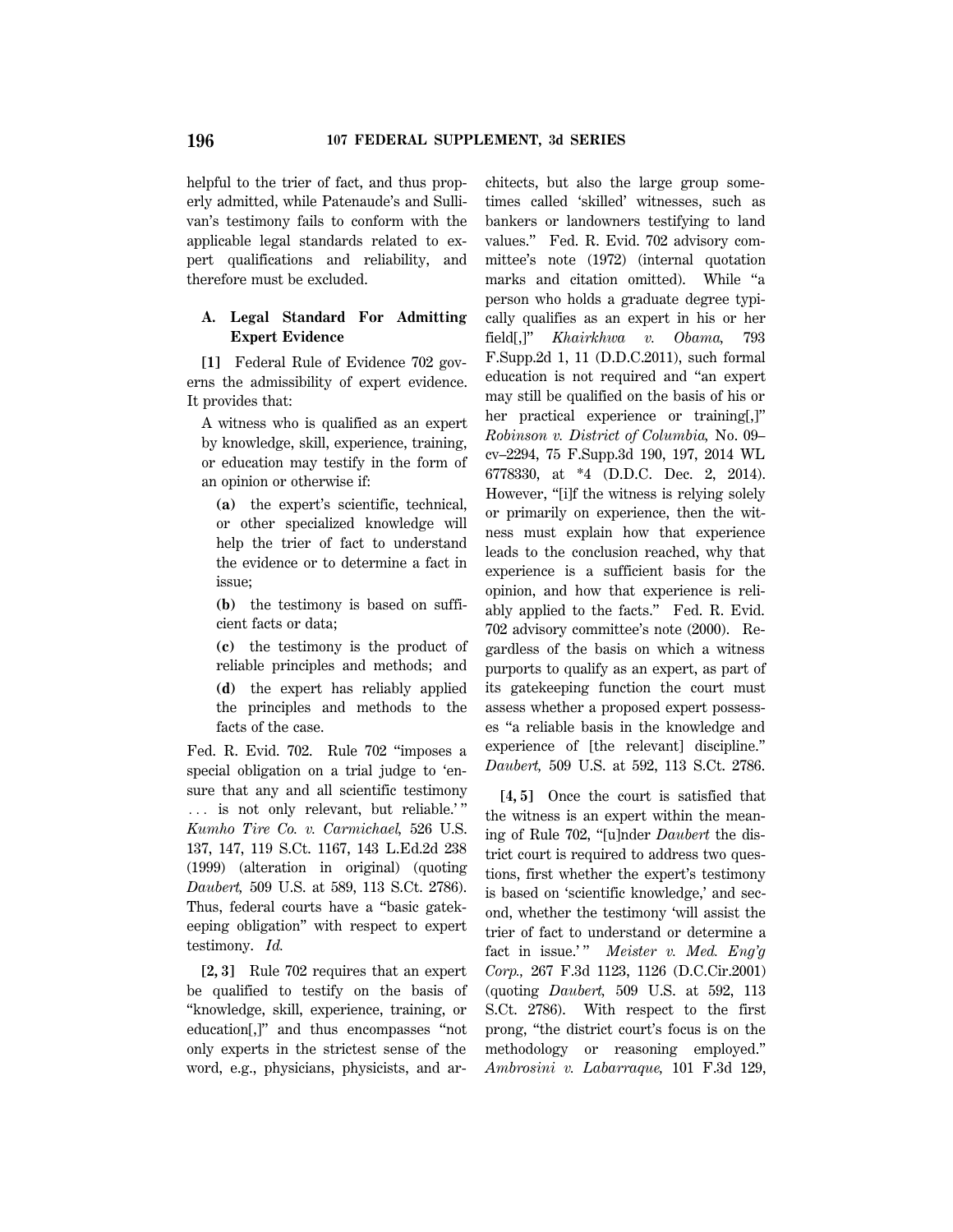helpful to the trier of fact, and thus properly admitted, while Patenaude's and Sullivan's testimony fails to conform with the applicable legal standards related to expert qualifications and reliability, and therefore must be excluded.

### A. Legal Standard For Admitting Expert Evidence

**[1]** Federal Rule of Evidence 702 governs the admissibility of expert evidence. It provides that:

> A witness who is qualified as an expert by knowledge, skill, experience, training, or education may testify in the form of an opinion or otherwise if:
>
> **(a)** the expert's scientific, technical, or other specialized knowledge will help the trier of fact to understand the evidence or to determine a fact in issue;
>
> **(b)** the testimony is based on sufficient facts or data;
>
> **(c)** the testimony is the product of reliable principles and methods; and
>
> **(d)** the expert has reliably applied the principles and methods to the facts of the case.

Fed. R. Evid. 702. Rule 702 "imposes a special obligation on a trial judge to 'ensure that any and all scientific testimony ... is not only relevant, but reliable.'" *Kumho Tire Co. v. Carmichael,* 526 U.S. 137, 147, 119 S.Ct. 1167, 143 L.Ed.2d 238 (1999) (alteration in original) (quoting *Daubert,* 509 U.S. at 589, 113 S.Ct. 2786). Thus, federal courts have a "basic gatekeeping obligation" with respect to expert testimony. *Id.*

**[2, 3]** Rule 702 requires that an expert be qualified to testify on the basis of "knowledge, skill, experience, training, or education[,]" and thus encompasses "not only experts in the strictest sense of the word, e.g., physicians, physicists, and architects, but also the large group sometimes called 'skilled' witnesses, such as bankers or landowners testifying to land values." Fed. R. Evid. 702 advisory committee's note (1972) (internal quotation marks and citation omitted). While "a person who holds a graduate degree typically qualifies as an expert in his or her field[,]" *Khairkhwa v. Obama,* 793 F.Supp.2d 1, 11 (D.D.C.2011), such formal education is not required and "an expert may still be qualified on the basis of his or her practical experience or training[,]" *Robinson v. District of Columbia,* No. 09–cv–2294, 75 F.Supp.3d 190, 197, 2014 WL 6778330, at *4 (D.D.C. Dec. 2, 2014). However, "[i]f the witness is relying solely or primarily on experience, then the witness must explain how that experience leads to the conclusion reached, why that experience is a sufficient basis for the opinion, and how that experience is reliably applied to the facts." Fed. R. Evid. 702 advisory committee's note (2000). Regardless of the basis on which a witness purports to qualify as an expert, as part of its gatekeeping function the court must assess whether a proposed expert possesses "a reliable basis in the knowledge and experience of [the relevant] discipline." *Daubert,* 509 U.S. at 592, 113 S.Ct. 2786.

**[4, 5]** Once the court is satisfied that the witness is an expert within the meaning of Rule 702, "[u]nder *Daubert* the district court is required to address two questions, first whether the expert's testimony is based on 'scientific knowledge,' and second, whether the testimony 'will assist the trier of fact to understand or determine a fact in issue.'" *Meister v. Med. Eng'g Corp.,* 267 F.3d 1123, 1126 (D.C.Cir.2001) (quoting *Daubert,* 509 U.S. at 592, 113 S.Ct. 2786). With respect to the first prong, "the district court's focus is on the methodology or reasoning employed." *Ambrosini v. Labarraque,* 101 F.3d 129,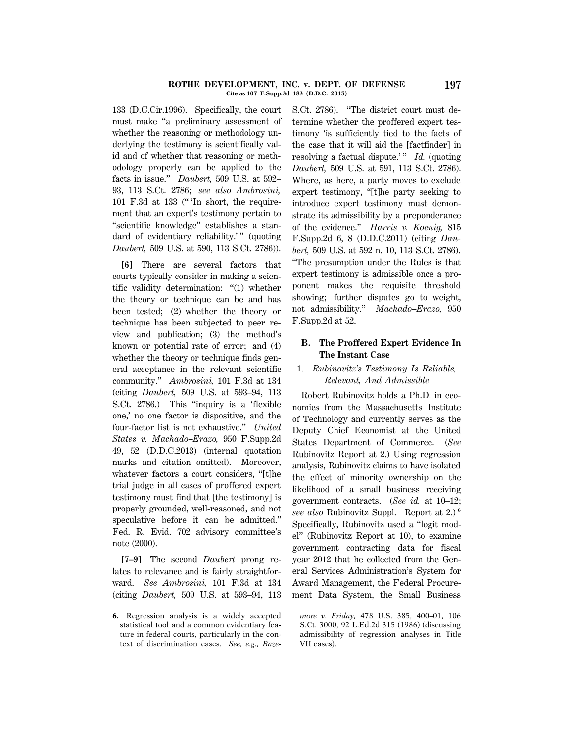133 (D.C.Cir.1996). Specifically, the court must make "a preliminary assessment of whether the reasoning or methodology underlying the testimony is scientifically valid and of whether that reasoning or methodology properly can be applied to the facts in issue." *Daubert,* 509 U.S. at 592–93, 113 S.Ct. 2786; *see also Ambrosini,* 101 F.3d at 133 (" 'In short, the requirement that an expert's testimony pertain to "scientific knowledge" establishes a standard of evidentiary reliability.' " (quoting *Daubert,* 509 U.S. at 590, 113 S.Ct. 2786)).

**[6]** There are several factors that courts typically consider in making a scientific validity determination: "(1) whether the theory or technique can be and has been tested; (2) whether the theory or technique has been subjected to peer review and publication; (3) the method's known or potential rate of error; and (4) whether the theory or technique finds general acceptance in the relevant scientific community." *Ambrosini,* 101 F.3d at 134 (citing *Daubert,* 509 U.S. at 593–94, 113 S.Ct. 2786.) This "inquiry is a 'flexible one,' no one factor is dispositive, and the four-factor list is not exhaustive." *United States v. Machado–Erazo,* 950 F.Supp.2d 49, 52 (D.D.C.2013) (internal quotation marks and citation omitted). Moreover, whatever factors a court considers, "[t]he trial judge in all cases of proffered expert testimony must find that [the testimony] is properly grounded, well-reasoned, and not speculative before it can be admitted." Fed. R. Evid. 702 advisory committee's note (2000).

**[7–9]** The second *Daubert* prong relates to relevance and is fairly straightforward. *See Ambrosini,* 101 F.3d at 134 (citing *Daubert,* 509 U.S. at 593–94, 113 S.Ct. 2786). "The district court must determine whether the proffered expert testimony 'is sufficiently tied to the facts of the case that it will aid the [factfinder] in resolving a factual dispute.' " *Id.* (quoting *Daubert,* 509 U.S. at 591, 113 S.Ct. 2786). Where, as here, a party moves to exclude expert testimony, "[t]he party seeking to introduce expert testimony must demonstrate its admissibility by a preponderance of the evidence." *Harris v. Koenig,* 815 F.Supp.2d 6, 8 (D.D.C.2011) (citing *Daubert,* 509 U.S. at 592 n. 10, 113 S.Ct. 2786). "The presumption under the Rules is that expert testimony is admissible once a proponent makes the requisite threshold showing; further disputes go to weight, not admissibility." *Machado–Erazo,* 950 F.Supp.2d at 52.

### B. The Proffered Expert Evidence In The Instant Case

#### 1. *Rubinovitz's Testimony Is Reliable, Relevant, And Admissible*

Robert Rubinovitz holds a Ph.D. in economics from the Massachusetts Institute of Technology and currently serves as the Deputy Chief Economist at the United States Department of Commerce. (*See* Rubinovitz Report at 2.) Using regression analysis, Rubinovitz claims to have isolated the effect of minority ownership on the likelihood of a small business receiving government contracts. (*See id.* at 10–12; *see also* Rubinovitz Suppl. Report at 2.) [6] Specifically, Rubinovitz used a "logit model" (Rubinovitz Report at 10), to examine government contracting data for fiscal year 2012 that he collected from the General Services Administration's System for Award Management, the Federal Procurement Data System, the Small Business

---

**6.** Regression analysis is a widely accepted statistical tool and a common evidentiary feature in federal courts, particularly in the context of discrimination cases. *See, e.g., Bazemore v. Friday,* 478 U.S. 385, 400–01, 106 S.Ct. 3000, 92 L.Ed.2d 315 (1986) (discussing admissibility of regression analyses in Title VII cases).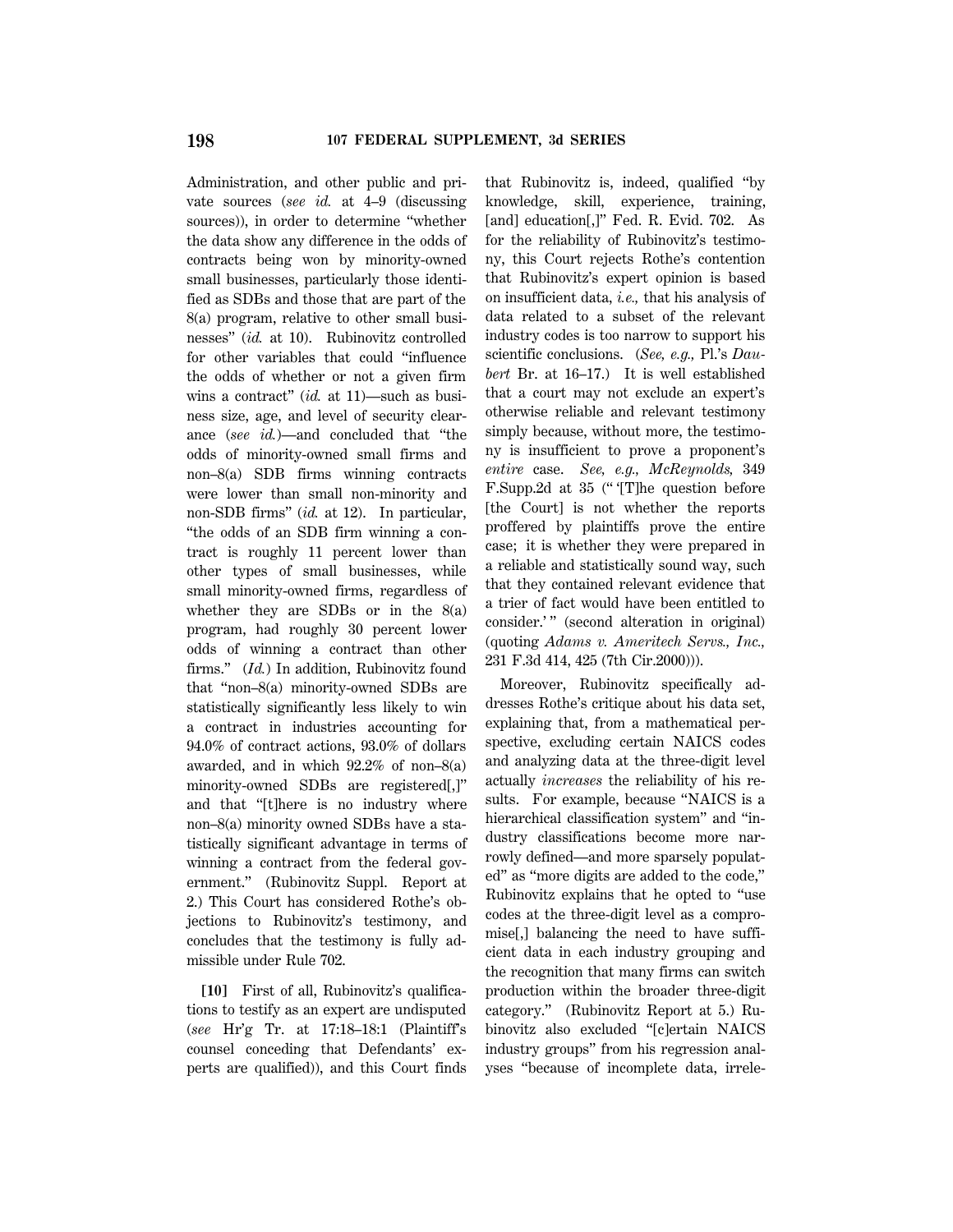Administration, and other public and private sources (*see id.* at 4–9 (discussing sources)), in order to determine "whether the data show any difference in the odds of contracts being won by minority-owned small businesses, particularly those identified as SDBs and those that are part of the 8(a) program, relative to other small businesses" (*id.* at 10). Rubinovitz controlled for other variables that could "influence the odds of whether or not a given firm wins a contract" (*id.* at 11)—such as business size, age, and level of security clearance (*see id.*)—and concluded that "the odds of minority-owned small firms and non–8(a) SDB firms winning contracts were lower than small non-minority and non-SDB firms" (*id.* at 12). In particular, "the odds of an SDB firm winning a contract is roughly 11 percent lower than other types of small businesses, while small minority-owned firms, regardless of whether they are SDBs or in the 8(a) program, had roughly 30 percent lower odds of winning a contract than other firms." (*Id.*) In addition, Rubinovitz found that "non–8(a) minority-owned SDBs are statistically significantly less likely to win a contract in industries accounting for 94.0% of contract actions, 93.0% of dollars awarded, and in which 92.2% of non–8(a) minority-owned SDBs are registered[,]" and that "[t]here is no industry where non–8(a) minority owned SDBs have a statistically significant advantage in terms of winning a contract from the federal government." (Rubinovitz Suppl. Report at 2.) This Court has considered Rothe's objections to Rubinovitz's testimony, and concludes that the testimony is fully admissible under Rule 702.

**[10]** First of all, Rubinovitz's qualifications to testify as an expert are undisputed (*see* Hr'g Tr. at 17:18–18:1 (Plaintiff's counsel conceding that Defendants' experts are qualified)), and this Court finds that Rubinovitz is, indeed, qualified "by knowledge, skill, experience, training, [and] education[,]" Fed. R. Evid. 702. As for the reliability of Rubinovitz's testimony, this Court rejects Rothe's contention that Rubinovitz's expert opinion is based on insufficient data, *i.e.,* that his analysis of data related to a subset of the relevant industry codes is too narrow to support his scientific conclusions. (*See, e.g.,* Pl.'s *Daubert* Br. at 16–17.) It is well established that a court may not exclude an expert's otherwise reliable and relevant testimony simply because, without more, the testimony is insufficient to prove a proponent's *entire* case. *See, e.g., McReynolds,* 349 F.Supp.2d at 35 ("'[T]he question before [the Court] is not whether the reports proffered by plaintiffs prove the entire case; it is whether they were prepared in a reliable and statistically sound way, such that they contained relevant evidence that a trier of fact would have been entitled to consider.'" (second alteration in original) (quoting *Adams v. Ameritech Servs., Inc.,* 231 F.3d 414, 425 (7th Cir.2000))).

Moreover, Rubinovitz specifically addresses Rothe's critique about his data set, explaining that, from a mathematical perspective, excluding certain NAICS codes and analyzing data at the three-digit level actually *increases* the reliability of his results. For example, because "NAICS is a hierarchical classification system" and "industry classifications become more narrowly defined—and more sparsely populated" as "more digits are added to the code," Rubinovitz explains that he opted to "use codes at the three-digit level as a compromise[,] balancing the need to have sufficient data in each industry grouping and the recognition that many firms can switch production within the broader three-digit category." (Rubinovitz Report at 5.) Rubinovitz also excluded "[c]ertain NAICS industry groups" from his regression analyses "because of incomplete data, irrele-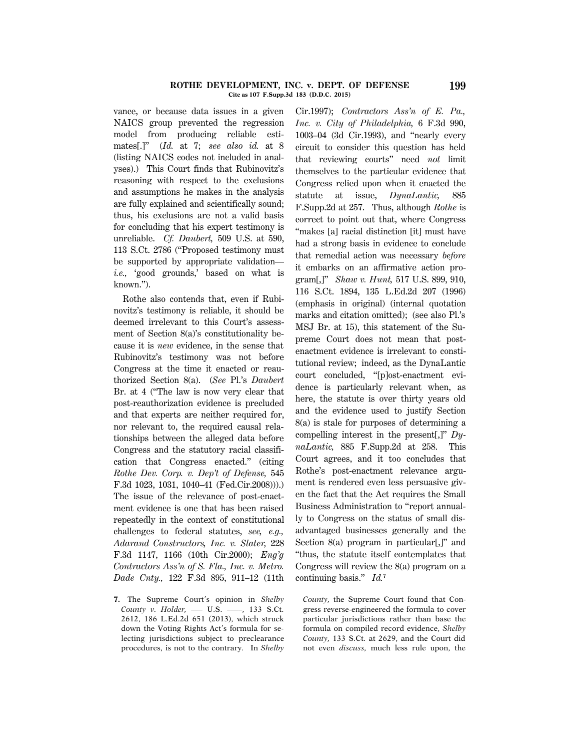vance, or because data issues in a given NAICS group prevented the regression model from producing reliable estimates[.]" (*Id.* at 7; *see also id.* at 8 (listing NAICS codes not included in analyses).) This Court finds that Rubinovitz's reasoning with respect to the exclusions and assumptions he makes in the analysis are fully explained and scientifically sound; thus, his exclusions are not a valid basis for concluding that his expert testimony is unreliable. *Cf. Daubert,* 509 U.S. at 590, 113 S.Ct. 2786 ("Proposed testimony must be supported by appropriate validation—*i.e.,* 'good grounds,' based on what is known.").

Rothe also contends that, even if Rubinovitz's testimony is reliable, it should be deemed irrelevant to this Court's assessment of Section 8(a)'s constitutionality because it is *new* evidence, in the sense that Rubinovitz's testimony was not before Congress at the time it enacted or reauthorized Section 8(a). (*See* Pl.'s *Daubert* Br. at 4 ("The law is now very clear that post-reauthorization evidence is precluded and that experts are neither required for, nor relevant to, the required causal relationships between the alleged data before Congress and the statutory racial classification that Congress enacted." (citing *Rothe Dev. Corp. v. Dep't of Defense,* 545 F.3d 1023, 1031, 1040–41 (Fed.Cir.2008))).) The issue of the relevance of post-enactment evidence is one that has been raised repeatedly in the context of constitutional challenges to federal statutes, *see, e.g., Adarand Constructors, Inc. v. Slater,* 228 F.3d 1147, 1166 (10th Cir.2000); *Eng'g Contractors Ass'n of S. Fla., Inc. v. Metro. Dade Cnty.,* 122 F.3d 895, 911–12 (11th Cir.1997); *Contractors Ass'n of E. Pa., Inc. v. City of Philadelphia,* 6 F.3d 990, 1003–04 (3d Cir.1993), and "nearly every circuit to consider this question has held that reviewing courts" need *not* limit themselves to the particular evidence that Congress relied upon when it enacted the statute at issue, *DynaLantic,* 885 F.Supp.2d at 257. Thus, although *Rothe* is correct to point out that, where Congress "makes [a] racial distinction [it] must have had a strong basis in evidence to conclude that remedial action was necessary *before* it embarks on an affirmative action program[,]" *Shaw v. Hunt,* 517 U.S. 899, 910, 116 S.Ct. 1894, 135 L.Ed.2d 207 (1996) (emphasis in original) (internal quotation marks and citation omitted); (see also Pl.'s MSJ Br. at 15), this statement of the Supreme Court does not mean that post-enactment evidence is irrelevant to constitutional review; indeed, as the DynaLantic court concluded, "[p]ost-enactment evidence is particularly relevant when, as here, the statute is over thirty years old and the evidence used to justify Section 8(a) is stale for purposes of determining a compelling interest in the present[,]" *DynaLantic,* 885 F.Supp.2d at 258. This Court agrees, and it too concludes that Rothe's post-enactment relevance argument is rendered even less persuasive given the fact that the Act requires the Small Business Administration to "report annually to Congress on the status of small disadvantaged businesses generally and the Section 8(a) program in particular[,]" and "thus, the statute itself contemplates that Congress will review the 8(a) program on a continuing basis." *Id.*[7]

7. The Supreme Court's opinion in *Shelby County v. Holder,* ––– U.S. ––––, 133 S.Ct. 2612, 186 L.Ed.2d 651 (2013), which struck down the Voting Rights Act's formula for selecting jurisdictions subject to preclearance procedures, is not to the contrary. In *Shelby County,* the Supreme Court found that Congress reverse-engineered the formula to cover particular jurisdictions rather than base the formula on compiled record evidence, *Shelby County,* 133 S.Ct. at 2629, and the Court did not even *discuss,* much less rule upon, the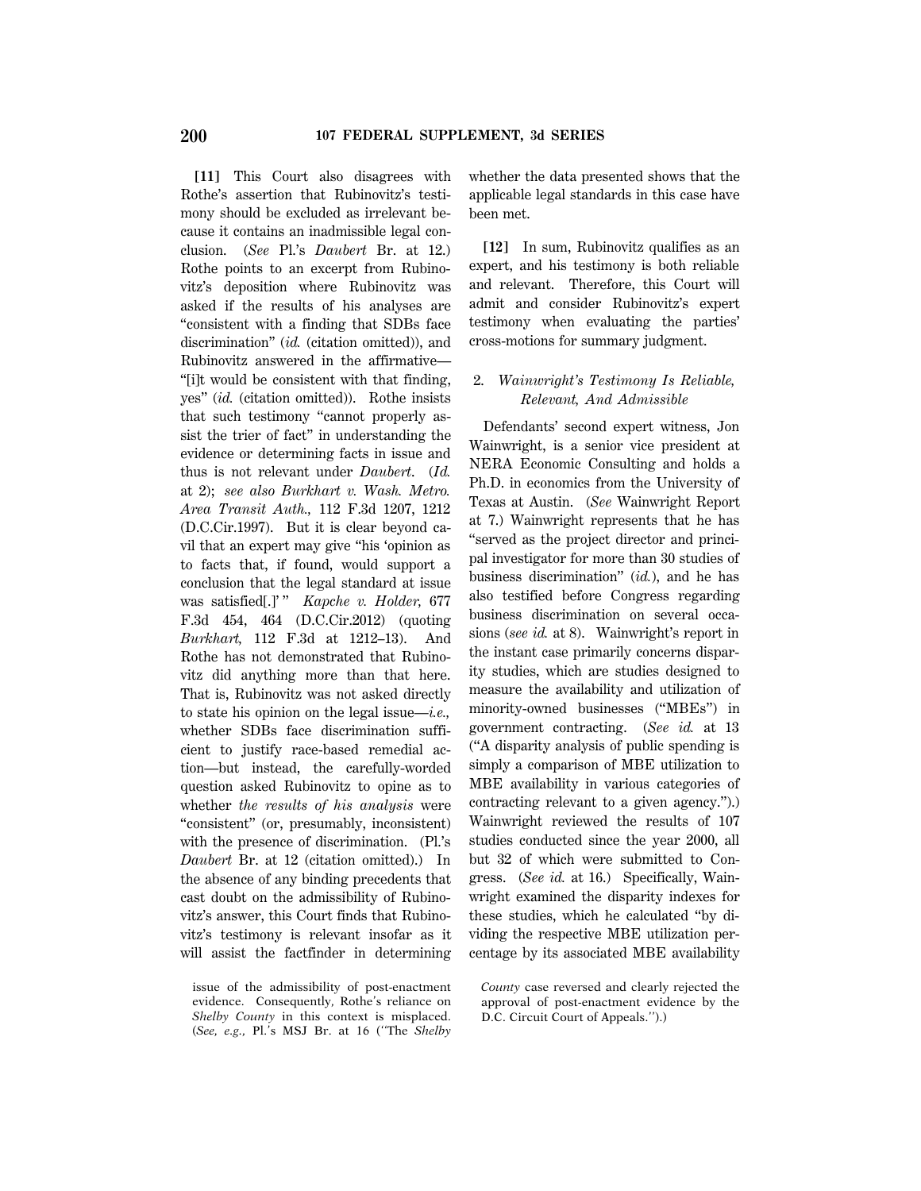**[11]** This Court also disagrees with Rothe's assertion that Rubinovitz's testimony should be excluded as irrelevant because it contains an inadmissible legal conclusion. (*See* Pl.'s *Daubert* Br. at 12.) Rothe points to an excerpt from Rubinovitz's deposition where Rubinovitz was asked if the results of his analyses are "consistent with a finding that SDBs face discrimination" (*id.* (citation omitted)), and Rubinovitz answered in the affirmative—"[i]t would be consistent with that finding, yes" (*id.* (citation omitted)). Rothe insists that such testimony "cannot properly assist the trier of fact" in understanding the evidence or determining facts in issue and thus is not relevant under *Daubert*. (*Id.* at 2); *see also Burkhart v. Wash. Metro. Area Transit Auth.,* 112 F.3d 1207, 1212 (D.C.Cir.1997). But it is clear beyond cavil that an expert may give "his 'opinion as to facts that, if found, would support a conclusion that the legal standard at issue was satisfied[.]' " *Kapche v. Holder,* 677 F.3d 454, 464 (D.C.Cir.2012) (quoting *Burkhart,* 112 F.3d at 1212–13). And Rothe has not demonstrated that Rubinovitz did anything more than that here. That is, Rubinovitz was not asked directly to state his opinion on the legal issue—*i.e.,* whether SDBs face discrimination sufficient to justify race-based remedial action—but instead, the carefully-worded question asked Rubinovitz to opine as to whether *the results of his analysis* were "consistent" (or, presumably, inconsistent) with the presence of discrimination. (Pl.'s *Daubert* Br. at 12 (citation omitted).) In the absence of any binding precedents that cast doubt on the admissibility of Rubinovitz's answer, this Court finds that Rubinovitz's testimony is relevant insofar as it will assist the factfinder in determining whether the data presented shows that the applicable legal standards in this case have been met.

**[12]** In sum, Rubinovitz qualifies as an expert, and his testimony is both reliable and relevant. Therefore, this Court will admit and consider Rubinovitz's expert testimony when evaluating the parties' cross-motions for summary judgment.

### 2. *Wainwright's Testimony Is Reliable, Relevant, And Admissible*

Defendants' second expert witness, Jon Wainwright, is a senior vice president at NERA Economic Consulting and holds a Ph.D. in economics from the University of Texas at Austin. (*See* Wainwright Report at 7.) Wainwright represents that he has "served as the project director and principal investigator for more than 30 studies of business discrimination" (*id.*), and he has also testified before Congress regarding business discrimination on several occasions (*see id.* at 8). Wainwright's report in the instant case primarily concerns disparity studies, which are studies designed to measure the availability and utilization of minority-owned businesses ("MBEs") in government contracting. (*See id.* at 13 ("A disparity analysis of public spending is simply a comparison of MBE utilization to MBE availability in various categories of contracting relevant to a given agency.").) Wainwright reviewed the results of 107 studies conducted since the year 2000, all but 32 of which were submitted to Congress. (*See id.* at 16.) Specifically, Wainwright examined the disparity indexes for these studies, which he calculated "by dividing the respective MBE utilization percentage by its associated MBE availability

---

issue of the admissibility of post-enactment evidence. Consequently, Rothe's reliance on *Shelby County* in this context is misplaced. (*See, e.g.,* Pl.'s MSJ Br. at 16 ("The *Shelby County* case reversed and clearly rejected the approval of post-enactment evidence by the D.C. Circuit Court of Appeals.").)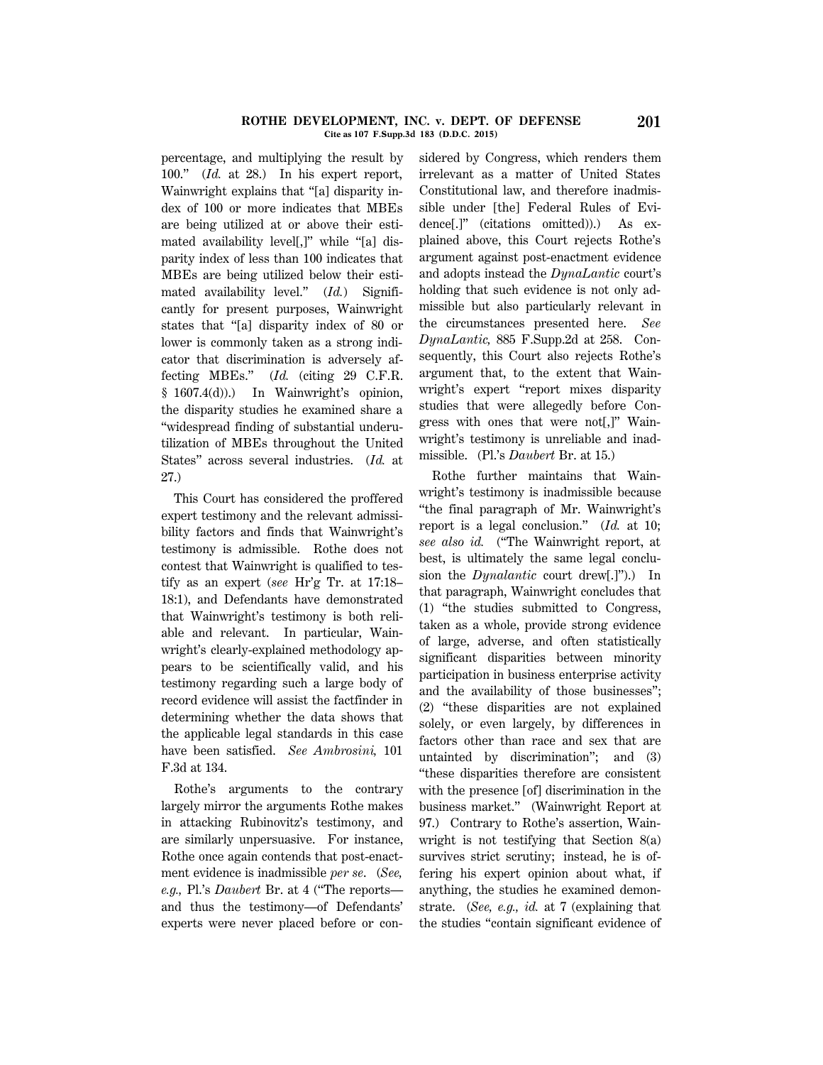percentage, and multiplying the result by 100." (*Id.* at 28.) In his expert report, Wainwright explains that "[a] disparity index of 100 or more indicates that MBEs are being utilized at or above their estimated availability level[,]" while "[a] disparity index of less than 100 indicates that MBEs are being utilized below their estimated availability level." (*Id.*) Significantly for present purposes, Wainwright states that "[a] disparity index of 80 or lower is commonly taken as a strong indicator that discrimination is adversely affecting MBEs." (*Id.* (citing 29 C.F.R. § 1607.4(d)).) In Wainwright's opinion, the disparity studies he examined share a "widespread finding of substantial underutilization of MBEs throughout the United States" across several industries. (*Id.* at 27.)

This Court has considered the proffered expert testimony and the relevant admissibility factors and finds that Wainwright's testimony is admissible. Rothe does not contest that Wainwright is qualified to testify as an expert (*see* Hr'g Tr. at 17:18–18:1), and Defendants have demonstrated that Wainwright's testimony is both reliable and relevant. In particular, Wainwright's clearly-explained methodology appears to be scientifically valid, and his testimony regarding such a large body of record evidence will assist the factfinder in determining whether the data shows that the applicable legal standards in this case have been satisfied. *See Ambrosini,* 101 F.3d at 134.

Rothe's arguments to the contrary largely mirror the arguments Rothe makes in attacking Rubinovitz's testimony, and are similarly unpersuasive. For instance, Rothe once again contends that post-enactment evidence is inadmissible *per se*. (*See, e.g.,* Pl.'s *Daubert* Br. at 4 ("The reports—and thus the testimony—of Defendants' experts were never placed before or considered by Congress, which renders them irrelevant as a matter of United States Constitutional law, and therefore inadmissible under [the] Federal Rules of Evidence[.]" (citations omitted)).) As explained above, this Court rejects Rothe's argument against post-enactment evidence and adopts instead the *DynaLantic* court's holding that such evidence is not only admissible but also particularly relevant in the circumstances presented here. *See DynaLantic,* 885 F.Supp.2d at 258. Consequently, this Court also rejects Rothe's argument that, to the extent that Wainwright's expert "report mixes disparity studies that were allegedly before Congress with ones that were not[,]" Wainwright's testimony is unreliable and inadmissible. (Pl.'s *Daubert* Br. at 15.)

Rothe further maintains that Wainwright's testimony is inadmissible because "the final paragraph of Mr. Wainwright's report is a legal conclusion." (*Id.* at 10; *see also id.* ("The Wainwright report, at best, is ultimately the same legal conclusion the *Dynalantic* court drew[.]").) In that paragraph, Wainwright concludes that (1) "the studies submitted to Congress, taken as a whole, provide strong evidence of large, adverse, and often statistically significant disparities between minority participation in business enterprise activity and the availability of those businesses"; (2) "these disparities are not explained solely, or even largely, by differences in factors other than race and sex that are untainted by discrimination"; and (3) "these disparities therefore are consistent with the presence [of] discrimination in the business market." (Wainwright Report at 97.) Contrary to Rothe's assertion, Wainwright is not testifying that Section 8(a) survives strict scrutiny; instead, he is offering his expert opinion about what, if anything, the studies he examined demonstrate. (*See, e.g., id.* at 7 (explaining that the studies "contain significant evidence of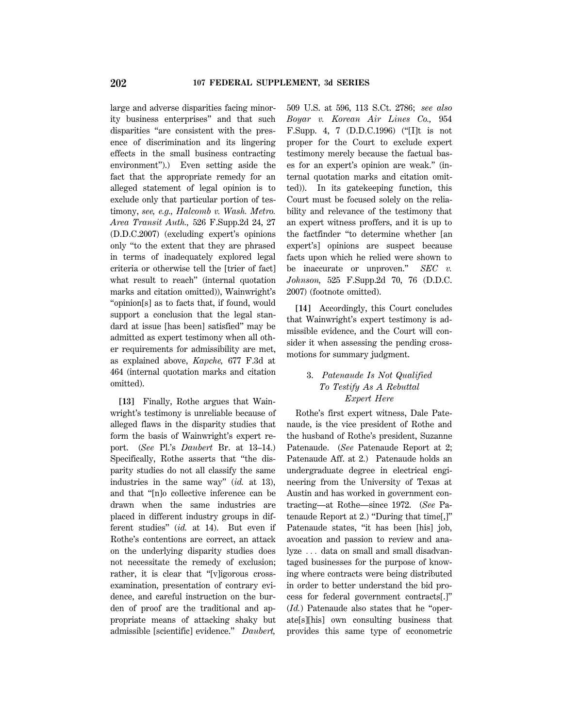large and adverse disparities facing minority business enterprises" and that such disparities "are consistent with the presence of discrimination and its lingering effects in the small business contracting environment").) Even setting aside the fact that the appropriate remedy for an alleged statement of legal opinion is to exclude only that particular portion of testimony, *see, e.g., Halcomb v. Wash. Metro. Area Transit Auth.,* 526 F.Supp.2d 24, 27 (D.D.C.2007) (excluding expert's opinions only "to the extent that they are phrased in terms of inadequately explored legal criteria or otherwise tell the [trier of fact] what result to reach" (internal quotation marks and citation omitted)), Wainwright's "opinion[s] as to facts that, if found, would support a conclusion that the legal standard at issue [has been] satisfied" may be admitted as expert testimony when all other requirements for admissibility are met, as explained above, *Kapche,* 677 F.3d at 464 (internal quotation marks and citation omitted).

**[13]** Finally, Rothe argues that Wainwright's testimony is unreliable because of alleged flaws in the disparity studies that form the basis of Wainwright's expert report. (*See* Pl.'s *Daubert* Br. at 13–14.) Specifically, Rothe asserts that "the disparity studies do not all classify the same industries in the same way" (*id.* at 13), and that "[n]o collective inference can be drawn when the same industries are placed in different industry groups in different studies" (*id.* at 14). But even if Rothe's contentions are correct, an attack on the underlying disparity studies does not necessitate the remedy of exclusion; rather, it is clear that "[v]igorous cross-examination, presentation of contrary evidence, and careful instruction on the burden of proof are the traditional and appropriate means of attacking shaky but admissible [scientific] evidence." *Daubert,* 509 U.S. at 596, 113 S.Ct. 2786; *see also Boyar v. Korean Air Lines Co.,* 954 F.Supp. 4, 7 (D.D.C.1996) ("[I]t is not proper for the Court to exclude expert testimony merely because the factual bases for an expert's opinion are weak." (internal quotation marks and citation omitted)). In its gatekeeping function, this Court must be focused solely on the reliability and relevance of the testimony that an expert witness proffers, and it is up to the factfinder "to determine whether [an expert's] opinions are suspect because facts upon which he relied were shown to be inaccurate or unproven." *SEC v. Johnson,* 525 F.Supp.2d 70, 76 (D.D.C. 2007) (footnote omitted).

**[14]** Accordingly, this Court concludes that Wainwright's expert testimony is admissible evidence, and the Court will consider it when assessing the pending cross-motions for summary judgment.

### 3. *Patenaude Is Not Qualified To Testify As A Rebuttal Expert Here*

Rothe's first expert witness, Dale Patenaude, is the vice president of Rothe and the husband of Rothe's president, Suzanne Patenaude. (*See* Patenaude Report at 2; Patenaude Aff. at 2.) Patenaude holds an undergraduate degree in electrical engineering from the University of Texas at Austin and has worked in government contracting—at Rothe—since 1972. (*See* Patenaude Report at 2.) "During that time[,]" Patenaude states, "it has been [his] job, avocation and passion to review and analyze ... data on small and small disadvantaged businesses for the purpose of knowing where contracts were being distributed in order to better understand the bid process for federal government contracts[.]" (*Id.*) Patenaude also states that he "operate[s][his] own consulting business that provides this same type of econometric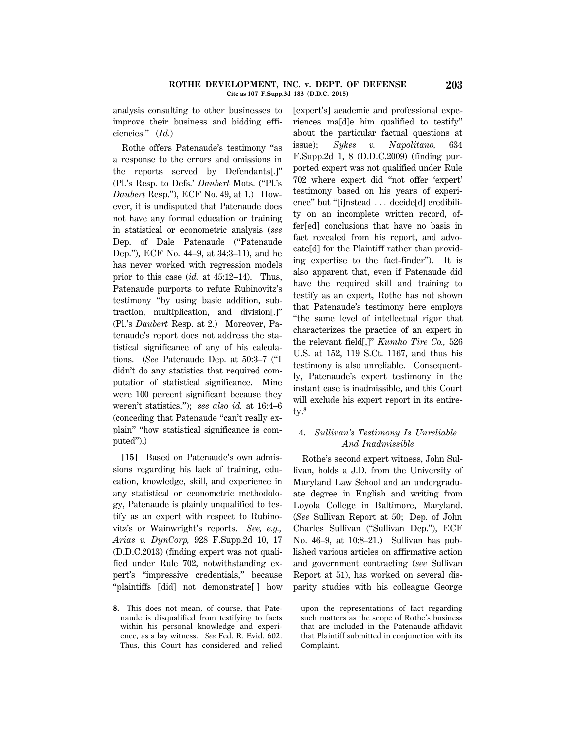analysis consulting to other businesses to improve their business and bidding efficiencies." (*Id.*)

Rothe offers Patenaude's testimony "as a response to the errors and omissions in the reports served by Defendants[.]" (Pl.'s Resp. to Defs.' *Daubert* Mots. ("Pl.'s *Daubert* Resp."), ECF No. 49, at 1.) However, it is undisputed that Patenaude does not have any formal education or training in statistical or econometric analysis (*see* Dep. of Dale Patenaude ("Patenaude Dep."), ECF No. 44–9, at 34:3–11), and he has never worked with regression models prior to this case (*id.* at 45:12–14). Thus, Patenaude purports to refute Rubinovitz's testimony "by using basic addition, subtraction, multiplication, and division[.]" (Pl.'s *Daubert* Resp. at 2.) Moreover, Patenaude's report does not address the statistical significance of any of his calculations. (*See* Patenaude Dep. at 50:3–7 ("I didn't do any statistics that required computation of statistical significance. Mine were 100 percent significant because they weren't statistics."); *see also id.* at 16:4–6 (conceding that Patenaude "can't really explain" "how statistical significance is computed").)

**[15]** Based on Patenaude's own admissions regarding his lack of training, education, knowledge, skill, and experience in any statistical or econometric methodology, Patenaude is plainly unqualified to testify as an expert with respect to Rubinovitz's or Wainwright's reports. *See, e.g., Arias v. DynCorp,* 928 F.Supp.2d 10, 17 (D.D.C.2013) (finding expert was not qualified under Rule 702, notwithstanding expert's "impressive credentials," because "plaintiffs [did] not demonstrate[ ] how [expert's] academic and professional experiences ma[d]e him qualified to testify" about the particular factual questions at issue); *Sykes v. Napolitano,* 634 F.Supp.2d 1, 8 (D.D.C.2009) (finding purported expert was not qualified under Rule 702 where expert did "not offer 'expert' testimony based on his years of experience" but "[i]nstead ... decide[d] credibility on an incomplete written record, offer[ed] conclusions that have no basis in fact revealed from his report, and advocate[d] for the Plaintiff rather than providing expertise to the fact-finder"). It is also apparent that, even if Patenaude did have the required skill and training to testify as an expert, Rothe has not shown that Patenaude's testimony here employs "the same level of intellectual rigor that characterizes the practice of an expert in the relevant field[,]" *Kumho Tire Co.,* 526 U.S. at 152, 119 S.Ct. 1167, and thus his testimony is also unreliable. Consequently, Patenaude's expert testimony in the instant case is inadmissible, and this Court will exclude his expert report in its entirety.[8]

#### 4. *Sullivan's Testimony Is Unreliable And Inadmissible*

Rothe's second expert witness, John Sullivan, holds a J.D. from the University of Maryland Law School and an undergraduate degree in English and writing from Loyola College in Baltimore, Maryland. (*See* Sullivan Report at 50; Dep. of John Charles Sullivan ("Sullivan Dep."), ECF No. 46–9, at 10:8–21.) Sullivan has published various articles on affirmative action and government contracting (*see* Sullivan Report at 51), has worked on several disparity studies with his colleague George

---

8. This does not mean, of course, that Patenaude is disqualified from testifying to facts within his personal knowledge and experience, as a lay witness. *See* Fed. R. Evid. 602. Thus, this Court has considered and relied upon the representations of fact regarding such matters as the scope of Rothe's business that are included in the Patenaude affidavit that Plaintiff submitted in conjunction with its Complaint.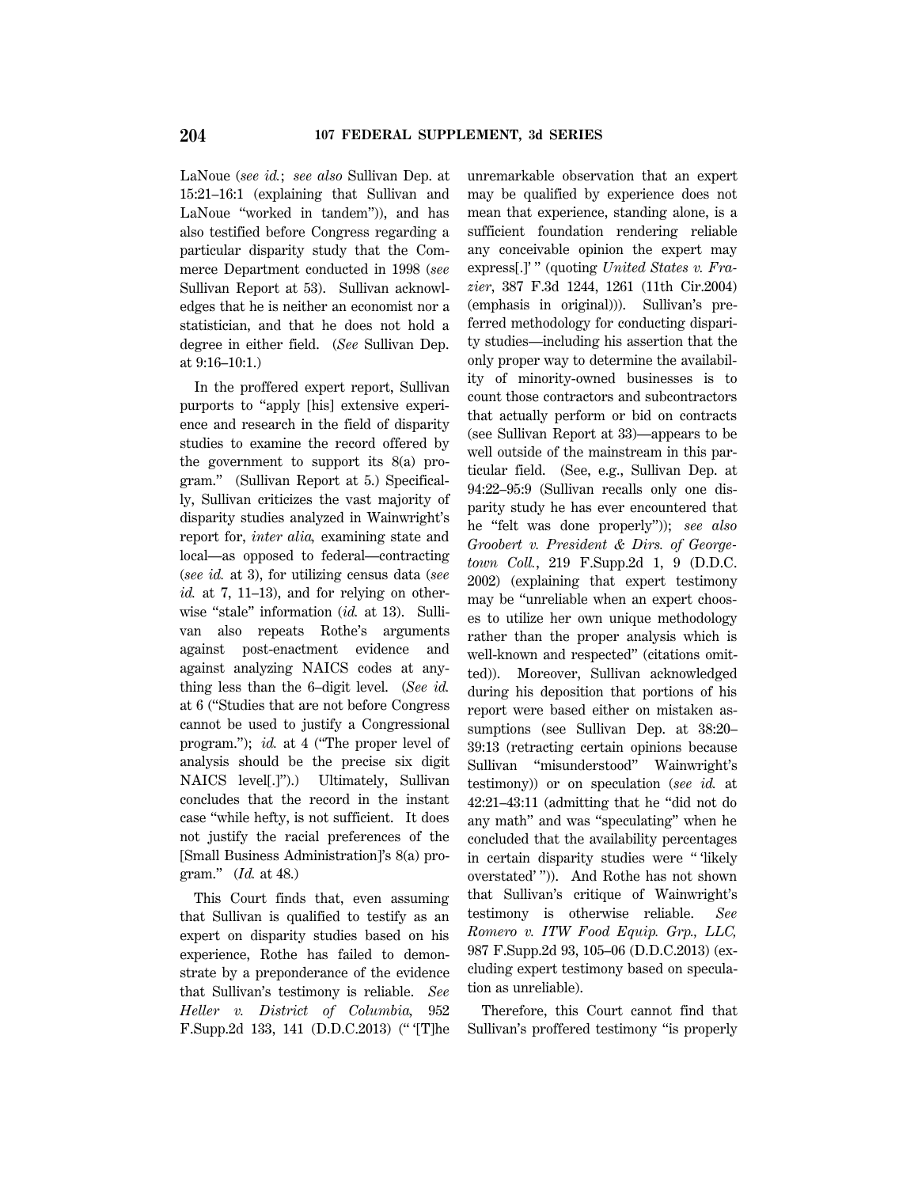LaNoue (*see id.*; *see also* Sullivan Dep. at 15:21–16:1 (explaining that Sullivan and LaNoue "worked in tandem")), and has also testified before Congress regarding a particular disparity study that the Commerce Department conducted in 1998 (*see* Sullivan Report at 53). Sullivan acknowledges that he is neither an economist nor a statistician, and that he does not hold a degree in either field. (*See* Sullivan Dep. at 9:16–10:1.)

In the proffered expert report, Sullivan purports to "apply [his] extensive experience and research in the field of disparity studies to examine the record offered by the government to support its 8(a) program." (Sullivan Report at 5.) Specifically, Sullivan criticizes the vast majority of disparity studies analyzed in Wainwright's report for, *inter alia,* examining state and local—as opposed to federal—contracting (*see id.* at 3), for utilizing census data (*see id.* at 7, 11–13), and for relying on otherwise "stale" information (*id.* at 13). Sullivan also repeats Rothe's arguments against post-enactment evidence and against analyzing NAICS codes at anything less than the 6–digit level. (*See id.* at 6 ("Studies that are not before Congress cannot be used to justify a Congressional program."); *id.* at 4 ("The proper level of analysis should be the precise six digit NAICS level[.]").) Ultimately, Sullivan concludes that the record in the instant case "while hefty, is not sufficient. It does not justify the racial preferences of the [Small Business Administration]'s 8(a) program." (*Id.* at 48.)

This Court finds that, even assuming that Sullivan is qualified to testify as an expert on disparity studies based on his experience, Rothe has failed to demonstrate by a preponderance of the evidence that Sullivan's testimony is reliable. *See Heller v. District of Columbia,* 952 F.Supp.2d 133, 141 (D.D.C.2013) ("'[T]he unremarkable observation that an expert may be qualified by experience does not mean that experience, standing alone, is a sufficient foundation rendering reliable any conceivable opinion the expert may express[.]'" (quoting *United States v. Frazier*, 387 F.3d 1244, 1261 (11th Cir.2004) (emphasis in original))). Sullivan's preferred methodology for conducting disparity studies—including his assertion that the only proper way to determine the availability of minority-owned businesses is to count those contractors and subcontractors that actually perform or bid on contracts (see Sullivan Report at 33)—appears to be well outside of the mainstream in this particular field. (See, e.g., Sullivan Dep. at 94:22–95:9 (Sullivan recalls only one disparity study he has ever encountered that he "felt was done properly")); *see also Groobert v. President & Dirs. of Georgetown Coll.*, 219 F.Supp.2d 1, 9 (D.D.C. 2002) (explaining that expert testimony may be "unreliable when an expert chooses to utilize her own unique methodology rather than the proper analysis which is well-known and respected" (citations omitted)). Moreover, Sullivan acknowledged during his deposition that portions of his report were based either on mistaken assumptions (see Sullivan Dep. at 38:20–39:13 (retracting certain opinions because Sullivan "misunderstood" Wainwright's testimony)) or on speculation (*see id.* at 42:21–43:11 (admitting that he "did not do any math" and was "speculating" when he concluded that the availability percentages in certain disparity studies were "'likely overstated'")). And Rothe has not shown that Sullivan's critique of Wainwright's testimony is otherwise reliable. *See Romero v. ITW Food Equip. Grp., LLC,* 987 F.Supp.2d 93, 105–06 (D.D.C.2013) (excluding expert testimony based on speculation as unreliable).

Therefore, this Court cannot find that Sullivan's proffered testimony "is properly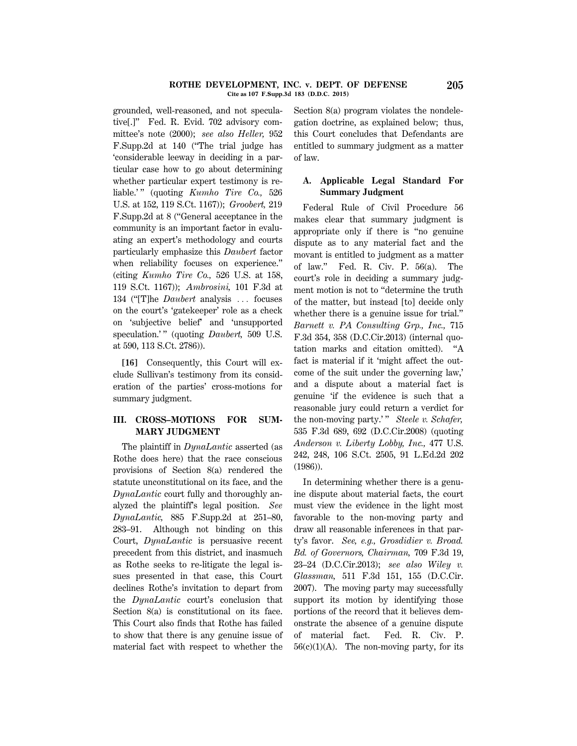grounded, well-reasoned, and not speculative[.]" Fed. R. Evid. 702 advisory committee's note (2000); *see also Heller,* 952 F.Supp.2d at 140 ("The trial judge has 'considerable leeway in deciding in a particular case how to go about determining whether particular expert testimony is reliable.'" (quoting *Kumho Tire Co.,* 526 U.S. at 152, 119 S.Ct. 1167)); *Groobert,* 219 F.Supp.2d at 8 ("General acceptance in the community is an important factor in evaluating an expert's methodology and courts particularly emphasize this *Daubert* factor when reliability focuses on experience." (citing *Kumho Tire Co.,* 526 U.S. at 158, 119 S.Ct. 1167)); *Ambrosini,* 101 F.3d at 134 ("[T]he *Daubert* analysis ... focuses on the court's 'gatekeeper' role as a check on 'subjective belief' and 'unsupported speculation.'" (quoting *Daubert,* 509 U.S. at 590, 113 S.Ct. 2786)).

**[16]** Consequently, this Court will exclude Sullivan's testimony from its consideration of the parties' cross-motions for summary judgment.

## III. CROSS–MOTIONS FOR SUMMARY JUDGMENT

The plaintiff in *DynaLantic* asserted (as Rothe does here) that the race conscious provisions of Section 8(a) rendered the statute unconstitutional on its face, and the *DynaLantic* court fully and thoroughly analyzed the plaintiff's legal position. *See DynaLantic,* 885 F.Supp.2d at 251–80, 283–91. Although not binding on this Court, *DynaLantic* is persuasive recent precedent from this district, and inasmuch as Rothe seeks to re-litigate the legal issues presented in that case, this Court declines Rothe's invitation to depart from the *DynaLantic* court's conclusion that Section 8(a) is constitutional on its face. This Court also finds that Rothe has failed to show that there is any genuine issue of material fact with respect to whether the Section 8(a) program violates the nondelegation doctrine, as explained below; thus, this Court concludes that Defendants are entitled to summary judgment as a matter of law.

### A. Applicable Legal Standard For Summary Judgment

Federal Rule of Civil Procedure 56 makes clear that summary judgment is appropriate only if there is "no genuine dispute as to any material fact and the movant is entitled to judgment as a matter of law." Fed. R. Civ. P. 56(a). The court's role in deciding a summary judgment motion is not to "determine the truth of the matter, but instead [to] decide only whether there is a genuine issue for trial." *Barnett v. PA Consulting Grp., Inc.,* 715 F.3d 354, 358 (D.C.Cir.2013) (internal quotation marks and citation omitted). "A fact is material if it 'might affect the outcome of the suit under the governing law,' and a dispute about a material fact is genuine 'if the evidence is such that a reasonable jury could return a verdict for the non-moving party.'" *Steele v. Schafer,* 535 F.3d 689, 692 (D.C.Cir.2008) (quoting *Anderson v. Liberty Lobby, Inc.,* 477 U.S. 242, 248, 106 S.Ct. 2505, 91 L.Ed.2d 202 (1986)).

In determining whether there is a genuine dispute about material facts, the court must view the evidence in the light most favorable to the non-moving party and draw all reasonable inferences in that party's favor. *See, e.g., Grosdidier v. Broad. Bd. of Governors, Chairman,* 709 F.3d 19, 23–24 (D.C.Cir.2013); *see also Wiley v. Glassman,* 511 F.3d 151, 155 (D.C.Cir. 2007). The moving party may successfully support its motion by identifying those portions of the record that it believes demonstrate the absence of a genuine dispute of material fact. Fed. R. Civ. P. 56(c)(1)(A). The non-moving party, for its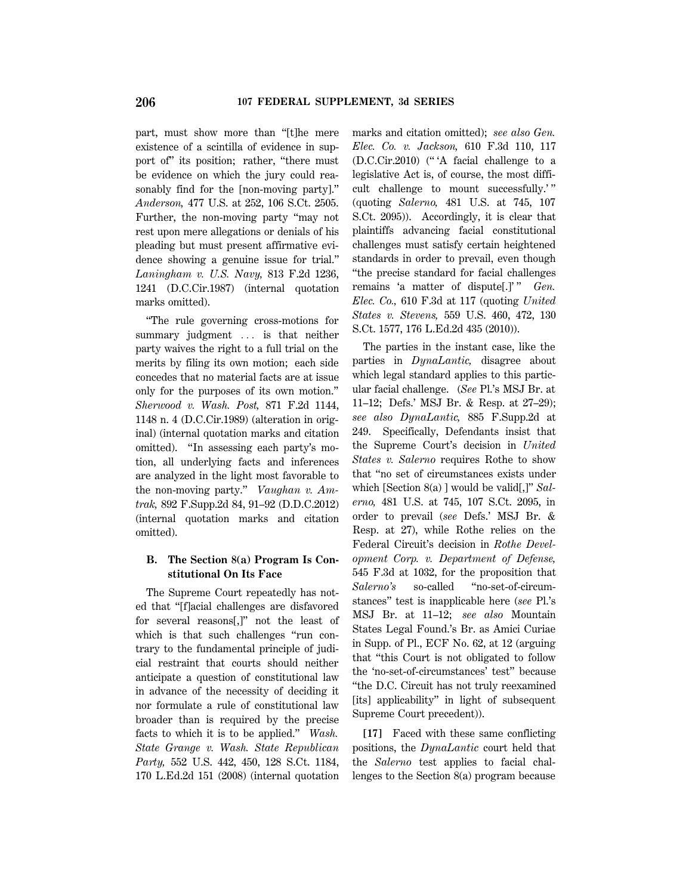part, must show more than "[t]he mere existence of a scintilla of evidence in support of" its position; rather, "there must be evidence on which the jury could reasonably find for the [non-moving party]." *Anderson,* 477 U.S. at 252, 106 S.Ct. 2505. Further, the non-moving party "may not rest upon mere allegations or denials of his pleading but must present affirmative evidence showing a genuine issue for trial." *Laningham v. U.S. Navy,* 813 F.2d 1236, 1241 (D.C.Cir.1987) (internal quotation marks omitted).

"The rule governing cross-motions for summary judgment ... is that neither party waives the right to a full trial on the merits by filing its own motion; each side concedes that no material facts are at issue only for the purposes of its own motion." *Sherwood v. Wash. Post,* 871 F.2d 1144, 1148 n. 4 (D.C.Cir.1989) (alteration in original) (internal quotation marks and citation omitted). "In assessing each party's motion, all underlying facts and inferences are analyzed in the light most favorable to the non-moving party." *Vaughan v. Amtrak,* 892 F.Supp.2d 84, 91–92 (D.D.C.2012) (internal quotation marks and citation omitted).

### B. The Section 8(a) Program Is Constitutional On Its Face

The Supreme Court repeatedly has noted that "[f]acial challenges are disfavored for several reasons[,]" not the least of which is that such challenges "run contrary to the fundamental principle of judicial restraint that courts should neither anticipate a question of constitutional law in advance of the necessity of deciding it nor formulate a rule of constitutional law broader than is required by the precise facts to which it is to be applied." *Wash. State Grange v. Wash. State Republican Party,* 552 U.S. 442, 450, 128 S.Ct. 1184, 170 L.Ed.2d 151 (2008) (internal quotation marks and citation omitted); *see also Gen. Elec. Co. v. Jackson,* 610 F.3d 110, 117 (D.C.Cir.2010) ("'A facial challenge to a legislative Act is, of course, the most difficult challenge to mount successfully.'" (quoting *Salerno,* 481 U.S. at 745, 107 S.Ct. 2095)). Accordingly, it is clear that plaintiffs advancing facial constitutional challenges must satisfy certain heightened standards in order to prevail, even though "the precise standard for facial challenges remains 'a matter of dispute[.]'" *Gen. Elec. Co.,* 610 F.3d at 117 (quoting *United States v. Stevens,* 559 U.S. 460, 472, 130 S.Ct. 1577, 176 L.Ed.2d 435 (2010)).

The parties in the instant case, like the parties in *DynaLantic,* disagree about which legal standard applies to this particular facial challenge. (*See* Pl.'s MSJ Br. at 11–12; Defs.' MSJ Br. & Resp. at 27–29); *see also DynaLantic,* 885 F.Supp.2d at 249. Specifically, Defendants insist that the Supreme Court's decision in *United States v. Salerno* requires Rothe to show that "no set of circumstances exists under which [Section 8(a) ] would be valid[,]" *Salerno,* 481 U.S. at 745, 107 S.Ct. 2095, in order to prevail (*see* Defs.' MSJ Br. & Resp. at 27), while Rothe relies on the Federal Circuit's decision in *Rothe Development Corp. v. Department of Defense,* 545 F.3d at 1032, for the proposition that *Salerno's* so-called "no-set-of-circumstances" test is inapplicable here (*see* Pl.'s MSJ Br. at 11–12; *see also* Mountain States Legal Found.'s Br. as Amici Curiae in Supp. of Pl., ECF No. 62, at 12 (arguing that "this Court is not obligated to follow the 'no-set-of-circumstances' test" because "the D.C. Circuit has not truly reexamined [its] applicability" in light of subsequent Supreme Court precedent)).

**[17]** Faced with these same conflicting positions, the *DynaLantic* court held that the *Salerno* test applies to facial challenges to the Section 8(a) program because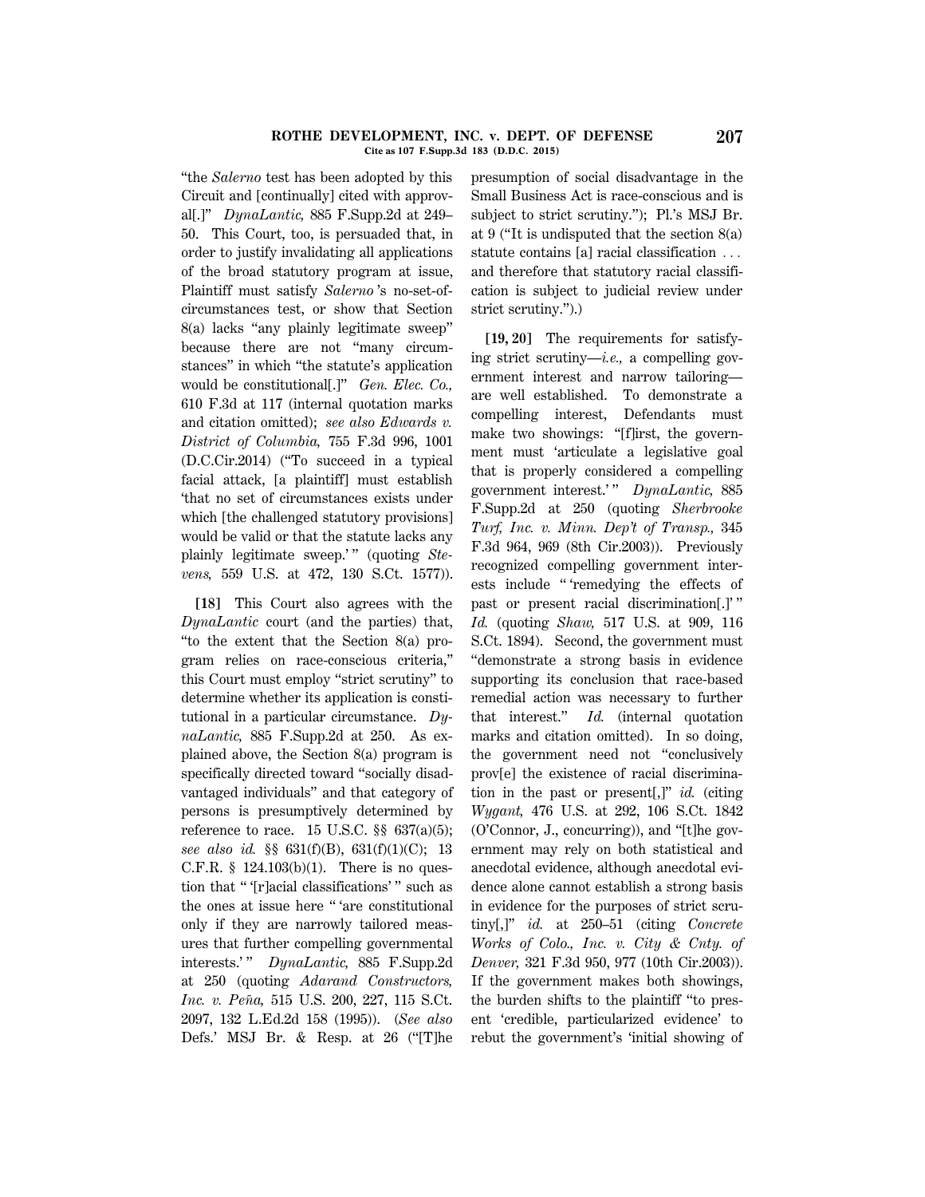"the *Salerno* test has been adopted by this Circuit and [continually] cited with approval[.]" *DynaLantic,* 885 F.Supp.2d at 249–50. This Court, too, is persuaded that, in order to justify invalidating all applications of the broad statutory program at issue, Plaintiff must satisfy *Salerno*'s no-set-of-circumstances test, or show that Section 8(a) lacks "any plainly legitimate sweep" because there are not "many circumstances" in which "the statute's application would be constitutional[.]" *Gen. Elec. Co.,* 610 F.3d at 117 (internal quotation marks and citation omitted); *see also Edwards v. District of Columbia,* 755 F.3d 996, 1001 (D.C.Cir.2014) ("To succeed in a typical facial attack, [a plaintiff] must establish 'that no set of circumstances exists under which [the challenged statutory provisions] would be valid or that the statute lacks any plainly legitimate sweep.'" (quoting *Stevens,* 559 U.S. at 472, 130 S.Ct. 1577)).

**[18]** This Court also agrees with the *DynaLantic* court (and the parties) that, "to the extent that the Section 8(a) program relies on race-conscious criteria," this Court must employ "strict scrutiny" to determine whether its application is constitutional in a particular circumstance. *DynaLantic,* 885 F.Supp.2d at 250. As explained above, the Section 8(a) program is specifically directed toward "socially disadvantaged individuals" and that category of persons is presumptively determined by reference to race. 15 U.S.C. §§ 637(a)(5); *see also id.* §§ 631(f)(B), 631(f)(1)(C); 13 C.F.R. § 124.103(b)(1). There is no question that "'[r]acial classifications'" such as the ones at issue here "'are constitutional only if they are narrowly tailored measures that further compelling governmental interests.'" *DynaLantic,* 885 F.Supp.2d at 250 (quoting *Adarand Constructors, Inc. v. Peña,* 515 U.S. 200, 227, 115 S.Ct. 2097, 132 L.Ed.2d 158 (1995)). (*See also* Defs.' MSJ Br. & Resp. at 26 ("[T]he presumption of social disadvantage in the Small Business Act is race-conscious and is subject to strict scrutiny."); Pl.'s MSJ Br. at 9 ("It is undisputed that the section 8(a) statute contains [a] racial classification ... and therefore that statutory racial classification is subject to judicial review under strict scrutiny.").)

**[19, 20]** The requirements for satisfying strict scrutiny—*i.e.,* a compelling government interest and narrow tailoring—are well established. To demonstrate a compelling interest, Defendants must make two showings: "[f]irst, the government must 'articulate a legislative goal that is properly considered a compelling government interest.'" *DynaLantic,* 885 F.Supp.2d at 250 (quoting *Sherbrooke Turf, Inc. v. Minn. Dep't of Transp.,* 345 F.3d 964, 969 (8th Cir.2003)). Previously recognized compelling government interests include "'remedying the effects of past or present racial discrimination[.]'" *Id.* (quoting *Shaw,* 517 U.S. at 909, 116 S.Ct. 1894). Second, the government must "demonstrate a strong basis in evidence supporting its conclusion that race-based remedial action was necessary to further that interest." *Id.* (internal quotation marks and citation omitted). In so doing, the government need not "conclusively prov[e] the existence of racial discrimination in the past or present[,]" *id.* (citing *Wygant,* 476 U.S. at 292, 106 S.Ct. 1842 (O'Connor, J., concurring)), and "[t]he government may rely on both statistical and anecdotal evidence, although anecdotal evidence alone cannot establish a strong basis in evidence for the purposes of strict scrutiny[,]" *id.* at 250–51 (citing *Concrete Works of Colo., Inc. v. City & Cnty. of Denver,* 321 F.3d 950, 977 (10th Cir.2003)). If the government makes both showings, the burden shifts to the plaintiff "to present 'credible, particularized evidence' to rebut the government's 'initial showing of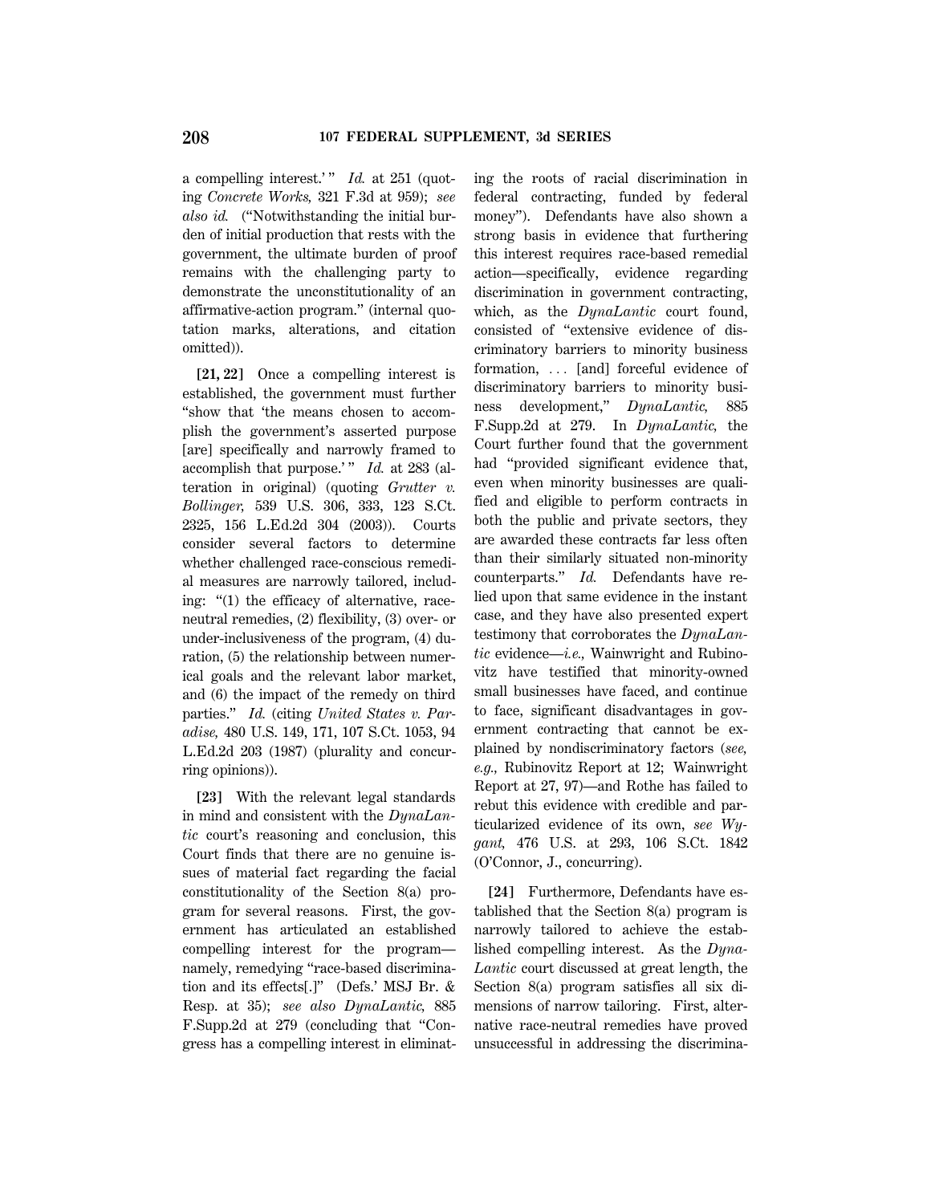a compelling interest.' " *Id.* at 251 (quoting *Concrete Works,* 321 F.3d at 959); *see also id.* ("Notwithstanding the initial burden of initial production that rests with the government, the ultimate burden of proof remains with the challenging party to demonstrate the unconstitutionality of an affirmative-action program." (internal quotation marks, alterations, and citation omitted)).

**[21, 22]** Once a compelling interest is established, the government must further "show that 'the means chosen to accomplish the government's asserted purpose [are] specifically and narrowly framed to accomplish that purpose.' " *Id.* at 283 (alteration in original) (quoting *Grutter v. Bollinger,* 539 U.S. 306, 333, 123 S.Ct. 2325, 156 L.Ed.2d 304 (2003)). Courts consider several factors to determine whether challenged race-conscious remedial measures are narrowly tailored, including: "(1) the efficacy of alternative, race-neutral remedies, (2) flexibility, (3) over- or under-inclusiveness of the program, (4) duration, (5) the relationship between numerical goals and the relevant labor market, and (6) the impact of the remedy on third parties." *Id.* (citing *United States v. Paradise,* 480 U.S. 149, 171, 107 S.Ct. 1053, 94 L.Ed.2d 203 (1987) (plurality and concurring opinions)).

**[23]** With the relevant legal standards in mind and consistent with the *DynaLantic* court's reasoning and conclusion, this Court finds that there are no genuine issues of material fact regarding the facial constitutionality of the Section 8(a) program for several reasons. First, the government has articulated an established compelling interest for the program—namely, remedying "race-based discrimination and its effects[.]" (Defs.' MSJ Br. & Resp. at 35); *see also DynaLantic,* 885 F.Supp.2d at 279 (concluding that "Congress has a compelling interest in eliminating the roots of racial discrimination in federal contracting, funded by federal money"). Defendants have also shown a strong basis in evidence that furthering this interest requires race-based remedial action—specifically, evidence regarding discrimination in government contracting, which, as the *DynaLantic* court found, consisted of "extensive evidence of discriminatory barriers to minority business formation, ... [and] forceful evidence of discriminatory barriers to minority business development," *DynaLantic,* 885 F.Supp.2d at 279. In *DynaLantic,* the Court further found that the government had "provided significant evidence that, even when minority businesses are qualified and eligible to perform contracts in both the public and private sectors, they are awarded these contracts far less often than their similarly situated non-minority counterparts." *Id.* Defendants have relied upon that same evidence in the instant case, and they have also presented expert testimony that corroborates the *DynaLantic* evidence—*i.e.,* Wainwright and Rubinovitz have testified that minority-owned small businesses have faced, and continue to face, significant disadvantages in government contracting that cannot be explained by nondiscriminatory factors (*see, e.g.,* Rubinovitz Report at 12; Wainwright Report at 27, 97)—and Rothe has failed to rebut this evidence with credible and particularized evidence of its own, *see Wygant,* 476 U.S. at 293, 106 S.Ct. 1842 (O'Connor, J., concurring).

**[24]** Furthermore, Defendants have established that the Section 8(a) program is narrowly tailored to achieve the established compelling interest. As the *DynaLantic* court discussed at great length, the Section 8(a) program satisfies all six dimensions of narrow tailoring. First, alternative race-neutral remedies have proved unsuccessful in addressing the discrimina-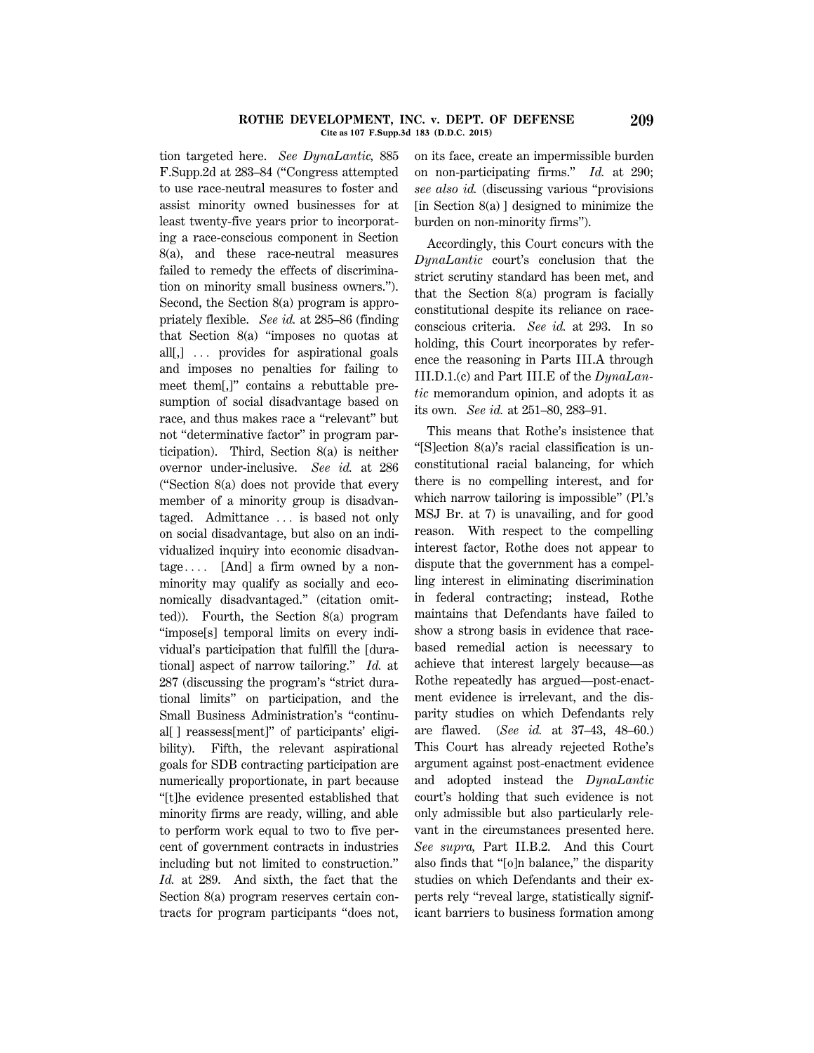tion targeted here. *See DynaLantic,* 885 F.Supp.2d at 283–84 ("Congress attempted to use race-neutral measures to foster and assist minority owned businesses for at least twenty-five years prior to incorporating a race-conscious component in Section 8(a), and these race-neutral measures failed to remedy the effects of discrimination on minority small business owners."). Second, the Section 8(a) program is appropriately flexible. *See id.* at 285–86 (finding that Section 8(a) "imposes no quotas at all[,] ... provides for aspirational goals and imposes no penalties for failing to meet them[,]" contains a rebuttable presumption of social disadvantage based on race, and thus makes race a "relevant" but not "determinative factor" in program participation). Third, Section 8(a) is neither overnor under-inclusive. *See id.* at 286 ("Section 8(a) does not provide that every member of a minority group is disadvantaged. Admittance ... is based not only on social disadvantage, but also on an individualized inquiry into economic disadvantage.... [And] a firm owned by a nonminority may qualify as socially and economically disadvantaged." (citation omitted)). Fourth, the Section 8(a) program "impose[s] temporal limits on every individual's participation that fulfill the [durational] aspect of narrow tailoring." *Id.* at 287 (discussing the program's "strict durational limits" on participation, and the Small Business Administration's "continual[ ] reassess[ment]" of participants' eligibility). Fifth, the relevant aspirational goals for SDB contracting participation are numerically proportionate, in part because "[t]he evidence presented established that minority firms are ready, willing, and able to perform work equal to two to five percent of government contracts in industries including but not limited to construction." *Id.* at 289. And sixth, the fact that the Section 8(a) program reserves certain contracts for program participants "does not, on its face, create an impermissible burden on non-participating firms." *Id.* at 290; *see also id.* (discussing various "provisions [in Section 8(a) ] designed to minimize the burden on non-minority firms").

Accordingly, this Court concurs with the *DynaLantic* court's conclusion that the strict scrutiny standard has been met, and that the Section 8(a) program is facially constitutional despite its reliance on race-conscious criteria. *See id.* at 293. In so holding, this Court incorporates by reference the reasoning in Parts III.A through III.D.1.(c) and Part III.E of the *DynaLantic* memorandum opinion, and adopts it as its own. *See id.* at 251–80, 283–91.

This means that Rothe's insistence that "[S]ection 8(a)'s racial classification is unconstitutional racial balancing, for which there is no compelling interest, and for which narrow tailoring is impossible" (Pl.'s MSJ Br. at 7) is unavailing, and for good reason. With respect to the compelling interest factor, Rothe does not appear to dispute that the government has a compelling interest in eliminating discrimination in federal contracting; instead, Rothe maintains that Defendants have failed to show a strong basis in evidence that race-based remedial action is necessary to achieve that interest largely because—as Rothe repeatedly has argued—post-enactment evidence is irrelevant, and the disparity studies on which Defendants rely are flawed. (*See id.* at 37–43, 48–60.) This Court has already rejected Rothe's argument against post-enactment evidence and adopted instead the *DynaLantic* court's holding that such evidence is not only admissible but also particularly relevant in the circumstances presented here. *See supra,* Part II.B.2. And this Court also finds that "[o]n balance," the disparity studies on which Defendants and their experts rely "reveal large, statistically significant barriers to business formation among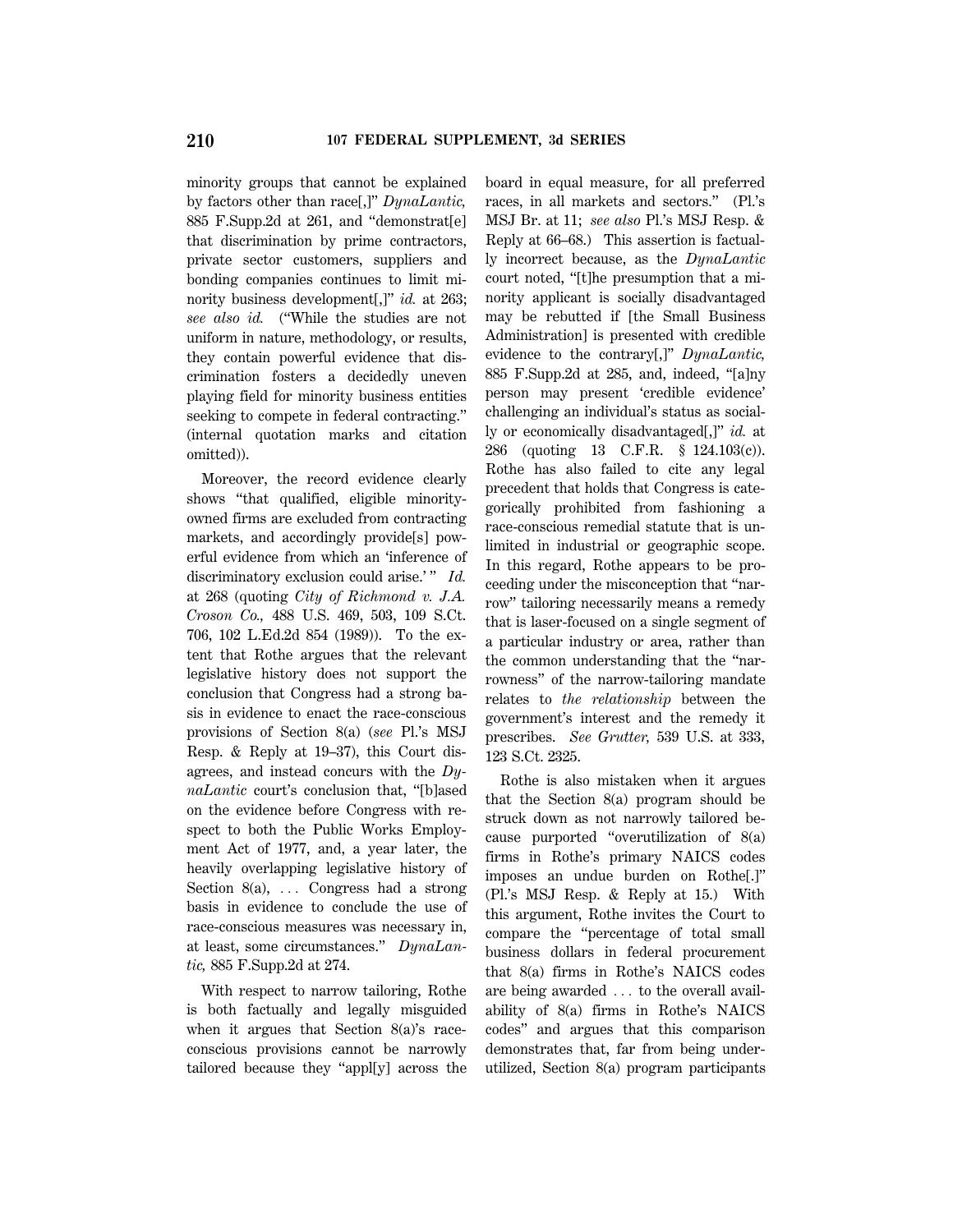minority groups that cannot be explained by factors other than race[,]" *DynaLantic,* 885 F.Supp.2d at 261, and "demonstrat[e] that discrimination by prime contractors, private sector customers, suppliers and bonding companies continues to limit minority business development[,]" *id.* at 263; *see also id.* ("While the studies are not uniform in nature, methodology, or results, they contain powerful evidence that discrimination fosters a decidedly uneven playing field for minority business entities seeking to compete in federal contracting." (internal quotation marks and citation omitted)).

Moreover, the record evidence clearly shows "that qualified, eligible minority-owned firms are excluded from contracting markets, and accordingly provide[s] powerful evidence from which an 'inference of discriminatory exclusion could arise.'" *Id.* at 268 (quoting *City of Richmond v. J.A. Croson Co.,* 488 U.S. 469, 503, 109 S.Ct. 706, 102 L.Ed.2d 854 (1989)). To the extent that Rothe argues that the relevant legislative history does not support the conclusion that Congress had a strong basis in evidence to enact the race-conscious provisions of Section 8(a) (*see* Pl.'s MSJ Resp. & Reply at 19–37), this Court disagrees, and instead concurs with the *DynaLantic* court's conclusion that, "[b]ased on the evidence before Congress with respect to both the Public Works Employment Act of 1977, and, a year later, the heavily overlapping legislative history of Section 8(a), ... Congress had a strong basis in evidence to conclude the use of race-conscious measures was necessary in, at least, some circumstances." *DynaLantic,* 885 F.Supp.2d at 274.

With respect to narrow tailoring, Rothe is both factually and legally misguided when it argues that Section 8(a)'s race-conscious provisions cannot be narrowly tailored because they "appl[y] across the board in equal measure, for all preferred races, in all markets and sectors." (Pl.'s MSJ Br. at 11; *see also* Pl.'s MSJ Resp. & Reply at 66–68.) This assertion is factually incorrect because, as the *DynaLantic* court noted, "[t]he presumption that a minority applicant is socially disadvantaged may be rebutted if [the Small Business Administration] is presented with credible evidence to the contrary[,]" *DynaLantic,* 885 F.Supp.2d at 285, and, indeed, "[a]ny person may present 'credible evidence' challenging an individual's status as socially or economically disadvantaged[,]" *id.* at 286 (quoting 13 C.F.R. § 124.103(c)). Rothe has also failed to cite any legal precedent that holds that Congress is categorically prohibited from fashioning a race-conscious remedial statute that is unlimited in industrial or geographic scope. In this regard, Rothe appears to be proceeding under the misconception that "narrow" tailoring necessarily means a remedy that is laser-focused on a single segment of a particular industry or area, rather than the common understanding that the "narrowness" of the narrow-tailoring mandate relates to *the relationship* between the government's interest and the remedy it prescribes. *See Grutter,* 539 U.S. at 333, 123 S.Ct. 2325.

Rothe is also mistaken when it argues that the Section 8(a) program should be struck down as not narrowly tailored because purported "overutilization of 8(a) firms in Rothe's primary NAICS codes imposes an undue burden on Rothe[.]" (Pl.'s MSJ Resp. & Reply at 15.) With this argument, Rothe invites the Court to compare the "percentage of total small business dollars in federal procurement that 8(a) firms in Rothe's NAICS codes are being awarded ... to the overall availability of 8(a) firms in Rothe's NAICS codes" and argues that this comparison demonstrates that, far from being underutilized, Section 8(a) program participants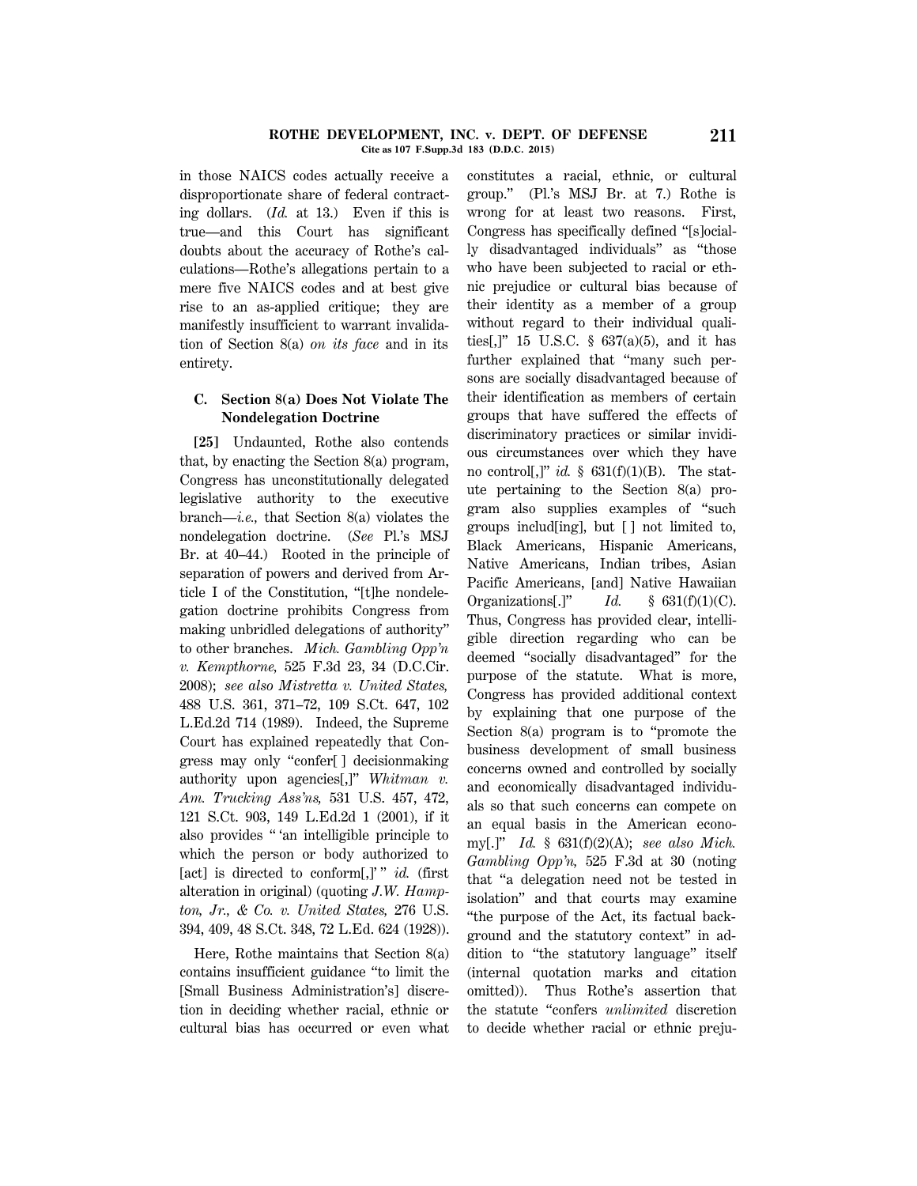in those NAICS codes actually receive a disproportionate share of federal contracting dollars. (*Id.* at 13.) Even if this is true—and this Court has significant doubts about the accuracy of Rothe's calculations—Rothe's allegations pertain to a mere five NAICS codes and at best give rise to an as-applied critique; they are manifestly insufficient to warrant invalidation of Section 8(a) *on its face* and in its entirety.

### C. Section 8(a) Does Not Violate The Nondelegation Doctrine

**[25]** Undaunted, Rothe also contends that, by enacting the Section 8(a) program, Congress has unconstitutionally delegated legislative authority to the executive branch—*i.e.,* that Section 8(a) violates the nondelegation doctrine. (*See* Pl.'s MSJ Br. at 40–44.) Rooted in the principle of separation of powers and derived from Article I of the Constitution, "[t]he nondelegation doctrine prohibits Congress from making unbridled delegations of authority" to other branches. *Mich. Gambling Opp'n v. Kempthorne,* 525 F.3d 23, 34 (D.C.Cir. 2008); *see also Mistretta v. United States,* 488 U.S. 361, 371–72, 109 S.Ct. 647, 102 L.Ed.2d 714 (1989). Indeed, the Supreme Court has explained repeatedly that Congress may only "confer[ ] decisionmaking authority upon agencies[,]" *Whitman v. Am. Trucking Ass'ns,* 531 U.S. 457, 472, 121 S.Ct. 903, 149 L.Ed.2d 1 (2001), if it also provides " 'an intelligible principle to which the person or body authorized to [act] is directed to conform[,]' " *id.* (first alteration in original) (quoting *J.W. Hampton, Jr., & Co. v. United States,* 276 U.S. 394, 409, 48 S.Ct. 348, 72 L.Ed. 624 (1928)).

Here, Rothe maintains that Section 8(a) contains insufficient guidance "to limit the [Small Business Administration's] discretion in deciding whether racial, ethnic or cultural bias has occurred or even what constitutes a racial, ethnic, or cultural group." (Pl.'s MSJ Br. at 7.) Rothe is wrong for at least two reasons. First, Congress has specifically defined "[s]ocially disadvantaged individuals" as "those who have been subjected to racial or ethnic prejudice or cultural bias because of their identity as a member of a group without regard to their individual qualities[,]" 15 U.S.C. § 637(a)(5), and it has further explained that "many such persons are socially disadvantaged because of their identification as members of certain groups that have suffered the effects of discriminatory practices or similar invidious circumstances over which they have no control[,]" *id.* § 631(f)(1)(B). The statute pertaining to the Section 8(a) program also supplies examples of "such groups includ[ing], but [ ] not limited to, Black Americans, Hispanic Americans, Native Americans, Indian tribes, Asian Pacific Americans, [and] Native Hawaiian Organizations[.]" *Id.* § 631(f)(1)(C). Thus, Congress has provided clear, intelligible direction regarding who can be deemed "socially disadvantaged" for the purpose of the statute. What is more, Congress has provided additional context by explaining that one purpose of the Section 8(a) program is to "promote the business development of small business concerns owned and controlled by socially and economically disadvantaged individuals so that such concerns can compete on an equal basis in the American economy[.]" *Id.* § 631(f)(2)(A); *see also Mich. Gambling Opp'n,* 525 F.3d at 30 (noting that "a delegation need not be tested in isolation" and that courts may examine "the purpose of the Act, its factual background and the statutory context" in addition to "the statutory language" itself (internal quotation marks and citation omitted)). Thus Rothe's assertion that the statute "confers *unlimited* discretion to decide whether racial or ethnic preju-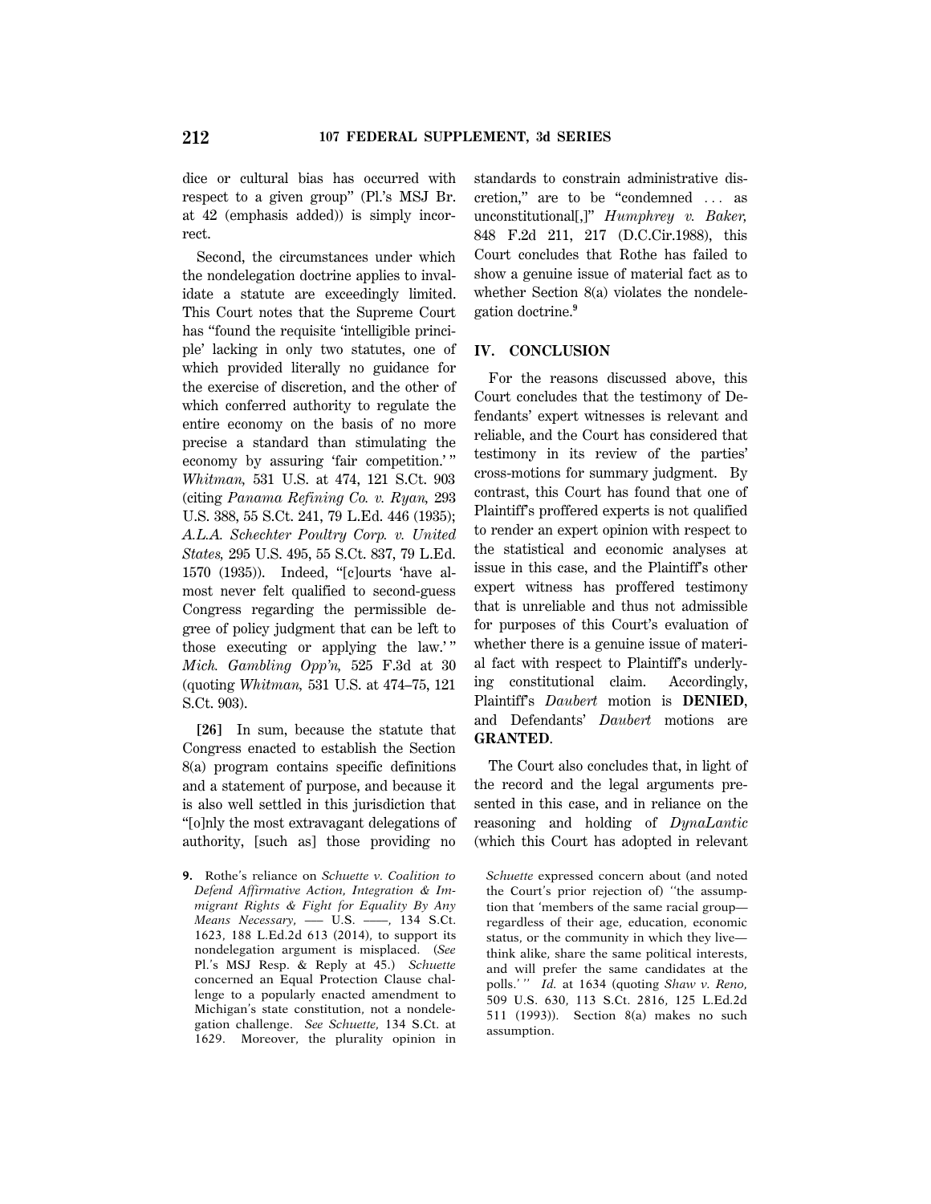dice or cultural bias has occurred with respect to a given group" (Pl.'s MSJ Br. at 42 (emphasis added)) is simply incorrect.

Second, the circumstances under which the nondelegation doctrine applies to invalidate a statute are exceedingly limited. This Court notes that the Supreme Court has "found the requisite 'intelligible principle' lacking in only two statutes, one of which provided literally no guidance for the exercise of discretion, and the other of which conferred authority to regulate the entire economy on the basis of no more precise a standard than stimulating the economy by assuring 'fair competition.'" *Whitman,* 531 U.S. at 474, 121 S.Ct. 903 (citing *Panama Refining Co. v. Ryan,* 293 U.S. 388, 55 S.Ct. 241, 79 L.Ed. 446 (1935); *A.L.A. Schechter Poultry Corp. v. United States,* 295 U.S. 495, 55 S.Ct. 837, 79 L.Ed. 1570 (1935)). Indeed, "[c]ourts 'have almost never felt qualified to second-guess Congress regarding the permissible degree of policy judgment that can be left to those executing or applying the law.'" *Mich. Gambling Opp'n,* 525 F.3d at 30 (quoting *Whitman,* 531 U.S. at 474–75, 121 S.Ct. 903).

**[26]** In sum, because the statute that Congress enacted to establish the Section 8(a) program contains specific definitions and a statement of purpose, and because it is also well settled in this jurisdiction that "[o]nly the most extravagant delegations of authority, [such as] those providing no standards to constrain administrative discretion," are to be "condemned ... as unconstitutional[,]" *Humphrey v. Baker,* 848 F.2d 211, 217 (D.C.Cir.1988), this Court concludes that Rothe has failed to show a genuine issue of material fact as to whether Section 8(a) violates the nondelegation doctrine.[9]

## IV. CONCLUSION

For the reasons discussed above, this Court concludes that the testimony of Defendants' expert witnesses is relevant and reliable, and the Court has considered that testimony in its review of the parties' cross-motions for summary judgment. By contrast, this Court has found that one of Plaintiff's proffered experts is not qualified to render an expert opinion with respect to the statistical and economic analyses at issue in this case, and the Plaintiff's other expert witness has proffered testimony that is unreliable and thus not admissible for purposes of this Court's evaluation of whether there is a genuine issue of material fact with respect to Plaintiff's underlying constitutional claim. Accordingly, Plaintiff's *Daubert* motion is **DENIED**, and Defendants' *Daubert* motions are **GRANTED**.

The Court also concludes that, in light of the record and the legal arguments presented in this case, and in reliance on the reasoning and holding of *DynaLantic* (which this Court has adopted in relevant

---

9. Rothe's reliance on *Schuette v. Coalition to Defend Affirmative Action, Integration & Immigrant Rights & Fight for Equality By Any Means Necessary,* — U.S. —, 134 S.Ct. 1623, 188 L.Ed.2d 613 (2014), to support its nondelegation argument is misplaced. (*See* Pl.'s MSJ Resp. & Reply at 45.) *Schuette* concerned an Equal Protection Clause challenge to a popularly enacted amendment to Michigan's state constitution, not a nondelegation challenge. *See Schuette,* 134 S.Ct. at 1629. Moreover, the plurality opinion in *Schuette* expressed concern about (and noted the Court's prior rejection of) "the assumption that 'members of the same racial group—regardless of their age, education, economic status, or the community in which they live—think alike, share the same political interests, and will prefer the same candidates at the polls.'" *Id.* at 1634 (quoting *Shaw v. Reno,* 509 U.S. 630, 113 S.Ct. 2816, 125 L.Ed.2d 511 (1993)). Section 8(a) makes no such assumption.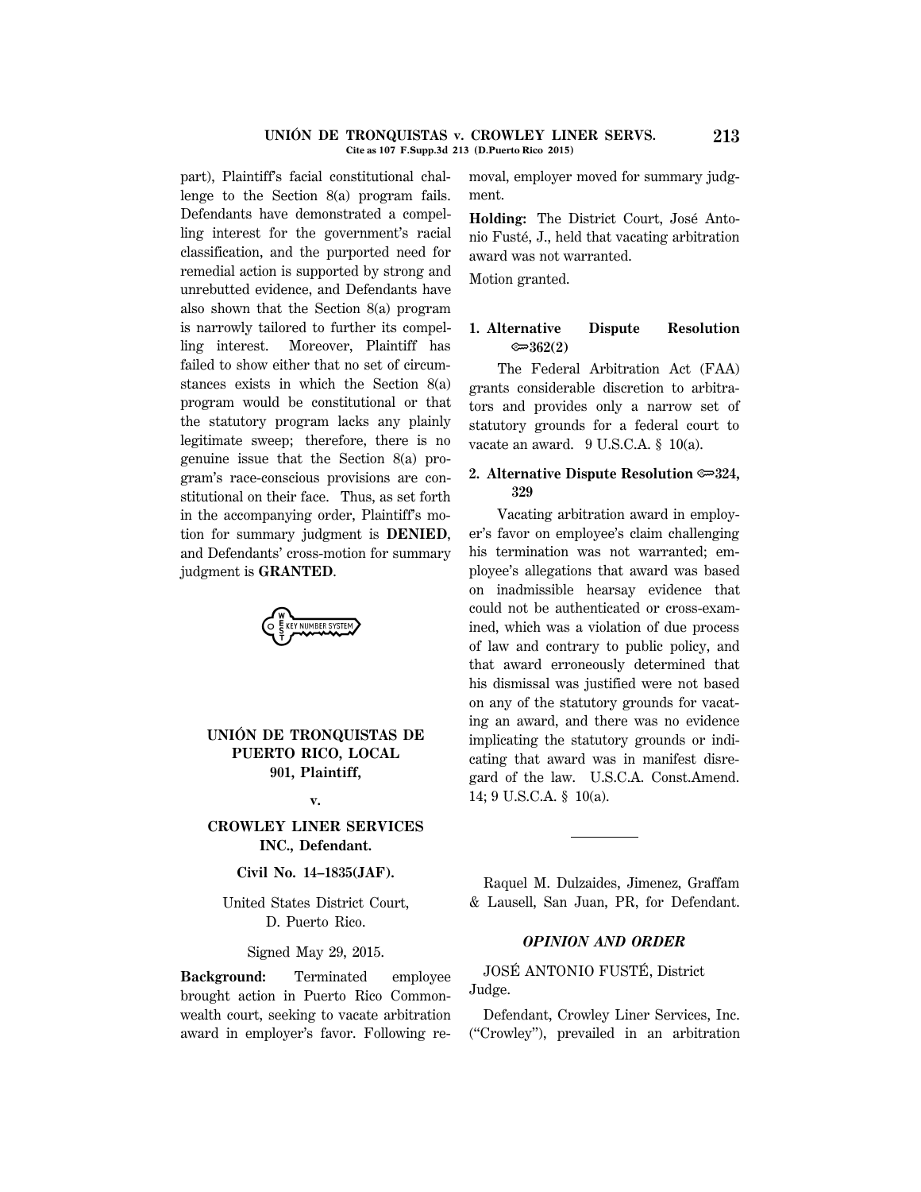part), Plaintiff's facial constitutional challenge to the Section 8(a) program fails. Defendants have demonstrated a compelling interest for the government's racial classification, and the purported need for remedial action is supported by strong and unrebutted evidence, and Defendants have also shown that the Section 8(a) program is narrowly tailored to further its compelling interest. Moreover, Plaintiff has failed to show either that no set of circumstances exists in which the Section 8(a) program would be constitutional or that the statutory program lacks any plainly legitimate sweep; therefore, there is no genuine issue that the Section 8(a) program's race-conscious provisions are constitutional on their face. Thus, as set forth in the accompanying order, Plaintiff's motion for summary judgment is **DENIED**, and Defendants' cross-motion for summary judgment is **GRANTED**.

**UNIÓN DE TRONQUISTAS DE PUERTO RICO, LOCAL 901, Plaintiff,**

**v.**

**CROWLEY LINER SERVICES INC., Defendant.**

**Civil No. 14–1835(JAF).**

United States District Court, D. Puerto Rico.

Signed May 29, 2015.

**Background:** Terminated employee brought action in Puerto Rico Commonwealth court, seeking to vacate arbitration award in employer's favor. Following removal, employer moved for summary judgment.

**Holding:** The District Court, José Antonio Fusté, J., held that vacating arbitration award was not warranted.

Motion granted.

**1. Alternative Dispute Resolution ⚷362(2)**

The Federal Arbitration Act (FAA) grants considerable discretion to arbitrators and provides only a narrow set of statutory grounds for a federal court to vacate an award. 9 U.S.C.A. § 10(a).

**2. Alternative Dispute Resolution ⚷324, 329**

Vacating arbitration award in employer's favor on employee's claim challenging his termination was not warranted; employee's allegations that award was based on inadmissible hearsay evidence that could not be authenticated or cross-examined, which was a violation of due process of law and contrary to public policy, and that award erroneously determined that his dismissal was justified were not based on any of the statutory grounds for vacating an award, and there was no evidence implicating the statutory grounds or indicating that award was in manifest disregard of the law. U.S.C.A. Const.Amend. 14; 9 U.S.C.A. § 10(a).

---

Raquel M. Dulzaides, Jimenez, Graffam & Lausell, San Juan, PR, for Defendant.

***OPINION AND ORDER***

JOSÉ ANTONIO FUSTÉ, District Judge.

Defendant, Crowley Liner Services, Inc. ("Crowley"), prevailed in an arbitration